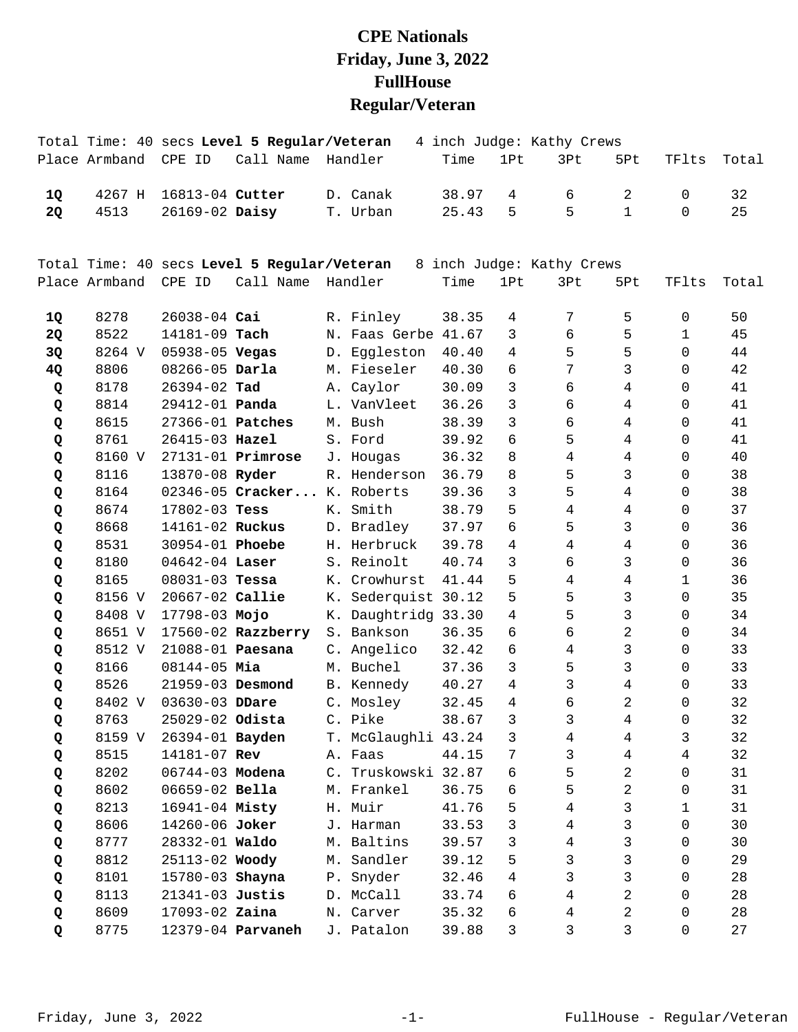# CPE Nationals
# Friday, June 3, 2022
# FullHouse
# Regular/Veteran

Total Time: 40 secs **Level 5 Regular/Veteran** 4 inch Judge: Kathy Crews

| Place | Armband | CPE ID | Call Name | Handler | Time | 1Pt | 3Pt | 5Pt | TFlts | Total |
|---|---|---|---|---|---|---|---|---|---|---|
| **1Q** | 4267 H | 16813-04 | **Cutter** | D. Canak | 38.97 | 4 | 6 | 2 | 0 | 32 |
| **2Q** | 4513 | 26169-02 | **Daisy** | T. Urban | 25.43 | 5 | 5 | 1 | 0 | 25 |

Total Time: 40 secs **Level 5 Regular/Veteran** 8 inch Judge: Kathy Crews

| Place | Armband | CPE ID | Call Name | Handler | Time | 1Pt | 3Pt | 5Pt | TFlts | Total |
|---|---|---|---|---|---|---|---|---|---|---|
| **1Q** | 8278 | 26038-04 | **Cai** | R. Finley | 38.35 | 4 | 7 | 5 | 0 | 50 |
| **2Q** | 8522 | 14181-09 | **Tach** | N. Faas Gerbe | 41.67 | 3 | 6 | 5 | 1 | 45 |
| **3Q** | 8264 V | 05938-05 | **Vegas** | D. Eggleston | 40.40 | 4 | 5 | 5 | 0 | 44 |
| **4Q** | 8806 | 08266-05 | **Darla** | M. Fieseler | 40.30 | 6 | 7 | 3 | 0 | 42 |
| **Q** | 8178 | 26394-02 | **Tad** | A. Caylor | 30.09 | 3 | 6 | 4 | 0 | 41 |
| **Q** | 8814 | 29412-01 | **Panda** | L. VanVleet | 36.26 | 3 | 6 | 4 | 0 | 41 |
| **Q** | 8615 | 27366-01 | **Patches** | M. Bush | 38.39 | 3 | 6 | 4 | 0 | 41 |
| **Q** | 8761 | 26415-03 | **Hazel** | S. Ford | 39.92 | 6 | 5 | 4 | 0 | 41 |
| **Q** | 8160 V | 27131-01 | **Primrose** | J. Hougas | 36.32 | 8 | 4 | 4 | 0 | 40 |
| **Q** | 8116 | 13870-08 | **Ryder** | R. Henderson | 36.79 | 8 | 5 | 3 | 0 | 38 |
| **Q** | 8164 | 02346-05 | **Cracker...** | K. Roberts | 39.36 | 3 | 5 | 4 | 0 | 38 |
| **Q** | 8674 | 17802-03 | **Tess** | K. Smith | 38.79 | 5 | 4 | 4 | 0 | 37 |
| **Q** | 8668 | 14161-02 | **Ruckus** | D. Bradley | 37.97 | 6 | 5 | 3 | 0 | 36 |
| **Q** | 8531 | 30954-01 | **Phoebe** | H. Herbruck | 39.78 | 4 | 4 | 4 | 0 | 36 |
| **Q** | 8180 | 04642-04 | **Laser** | S. Reinolt | 40.74 | 3 | 6 | 3 | 0 | 36 |
| **Q** | 8165 | 08031-03 | **Tessa** | K. Crowhurst | 41.44 | 5 | 4 | 4 | 1 | 36 |
| **Q** | 8156 V | 20667-02 | **Callie** | K. Sederquist | 30.12 | 5 | 5 | 3 | 0 | 35 |
| **Q** | 8408 V | 17798-03 | **Mojo** | K. Daughtridg | 33.30 | 4 | 5 | 3 | 0 | 34 |
| **Q** | 8651 V | 17560-02 | **Razzberry** | S. Bankson | 36.35 | 6 | 6 | 2 | 0 | 34 |
| **Q** | 8512 V | 21088-01 | **Paesana** | C. Angelico | 32.42 | 6 | 4 | 3 | 0 | 33 |
| **Q** | 8166 | 08144-05 | **Mia** | M. Buchel | 37.36 | 3 | 5 | 3 | 0 | 33 |
| **Q** | 8526 | 21959-03 | **Desmond** | B. Kennedy | 40.27 | 4 | 3 | 4 | 0 | 33 |
| **Q** | 8402 V | 03630-03 | **DDare** | C. Mosley | 32.45 | 4 | 6 | 2 | 0 | 32 |
| **Q** | 8763 | 25029-02 | **Odista** | C. Pike | 38.67 | 3 | 3 | 4 | 0 | 32 |
| **Q** | 8159 V | 26394-01 | **Bayden** | T. McGlaughli | 43.24 | 3 | 4 | 4 | 3 | 32 |
| **Q** | 8515 | 14181-07 | **Rev** | A. Faas | 44.15 | 7 | 3 | 4 | 4 | 32 |
| **Q** | 8202 | 06744-03 | **Modena** | C. Truskowski | 32.87 | 6 | 5 | 2 | 0 | 31 |
| **Q** | 8602 | 06659-02 | **Bella** | M. Frankel | 36.75 | 6 | 5 | 2 | 0 | 31 |
| **Q** | 8213 | 16941-04 | **Misty** | H. Muir | 41.76 | 5 | 4 | 3 | 1 | 31 |
| **Q** | 8606 | 14260-06 | **Joker** | J. Harman | 33.53 | 3 | 4 | 3 | 0 | 30 |
| **Q** | 8777 | 28332-01 | **Waldo** | M. Baltins | 39.57 | 3 | 4 | 3 | 0 | 30 |
| **Q** | 8812 | 25113-02 | **Woody** | M. Sandler | 39.12 | 5 | 3 | 3 | 0 | 29 |
| **Q** | 8101 | 15780-03 | **Shayna** | P. Snyder | 32.46 | 4 | 3 | 3 | 0 | 28 |
| **Q** | 8113 | 21341-03 | **Justis** | D. McCall | 33.74 | 6 | 4 | 2 | 0 | 28 |
| **Q** | 8609 | 17093-02 | **Zaina** | N. Carver | 35.32 | 6 | 4 | 2 | 0 | 28 |
| **Q** | 8775 | 12379-04 | **Parvaneh** | J. Patalon | 39.88 | 3 | 3 | 3 | 0 | 27 |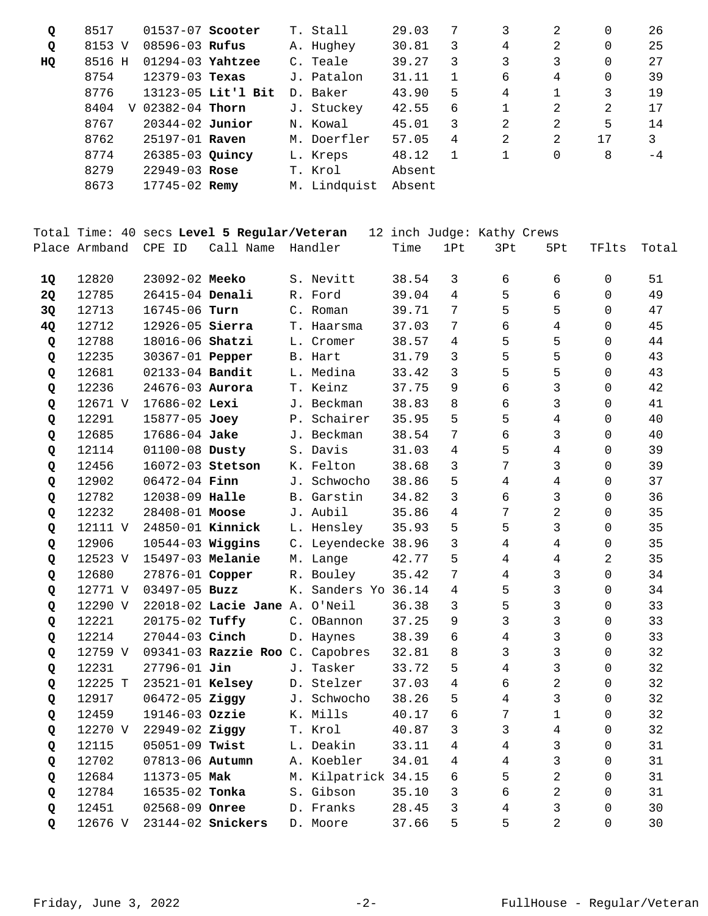| Place | Armband | CPE ID | Call Name | Handler | Time | 1Pt | 3Pt | 5Pt | TFlts | Total |
|---|---|---|---|---|---|---|---|---|---|---|
| Q | 8517 | 01537-07 | **Scooter** | T. Stall | 29.03 | 7 | 3 | 2 | 0 | 26 |
| Q | 8153 V | 08596-03 | **Rufus** | A. Hughey | 30.81 | 3 | 4 | 2 | 0 | 25 |
| HQ | 8516 H | 01294-03 | **Yahtzee** | C. Teale | 39.27 | 3 | 3 | 3 | 0 | 27 |
| | 8754 | 12379-03 | **Texas** | J. Patalon | 31.11 | 1 | 6 | 4 | 0 | 39 |
| | 8776 | 13123-05 | **Lit'l Bit** | D. Baker | 43.90 | 5 | 4 | 1 | 3 | 19 |
| | 8404 V | 02382-04 | **Thorn** | J. Stuckey | 42.55 | 6 | 1 | 2 | 2 | 17 |
| | 8767 | 20344-02 | **Junior** | N. Kowal | 45.01 | 3 | 2 | 2 | 5 | 14 |
| | 8762 | 25197-01 | **Raven** | M. Doerfler | 57.05 | 4 | 2 | 2 | 17 | 3 |
| | 8774 | 26385-03 | **Quincy** | L. Kreps | 48.12 | 1 | 1 | 0 | 8 | -4 |
| | 8279 | 22949-03 | **Rose** | T. Krol | Absent | | | | | |
| | 8673 | 17745-02 | **Remy** | M. Lindquist | Absent | | | | | |

Total Time: 40 secs **Level 5 Regular/Veteran** 12 inch Judge: Kathy Crews

| Place | Armband | CPE ID | Call Name | Handler | Time | 1Pt | 3Pt | 5Pt | TFlts | Total |
|---|---|---|---|---|---|---|---|---|---|---|
| 1Q | 12820 | 23092-02 | **Meeko** | S. Nevitt | 38.54 | 3 | 6 | 6 | 0 | 51 |
| 2Q | 12785 | 26415-04 | **Denali** | R. Ford | 39.04 | 4 | 5 | 6 | 0 | 49 |
| 3Q | 12713 | 16745-06 | **Turn** | C. Roman | 39.71 | 7 | 5 | 5 | 0 | 47 |
| 4Q | 12712 | 12926-05 | **Sierra** | T. Haarsma | 37.03 | 7 | 6 | 4 | 0 | 45 |
| Q | 12788 | 18016-06 | **Shatzi** | L. Cromer | 38.57 | 4 | 5 | 5 | 0 | 44 |
| Q | 12235 | 30367-01 | **Pepper** | B. Hart | 31.79 | 3 | 5 | 5 | 0 | 43 |
| Q | 12681 | 02133-04 | **Bandit** | L. Medina | 33.42 | 3 | 5 | 5 | 0 | 43 |
| Q | 12236 | 24676-03 | **Aurora** | T. Keinz | 37.75 | 9 | 6 | 3 | 0 | 42 |
| Q | 12671 V | 17686-02 | **Lexi** | J. Beckman | 38.83 | 8 | 6 | 3 | 0 | 41 |
| Q | 12291 | 15877-05 | **Joey** | P. Schairer | 35.95 | 5 | 5 | 4 | 0 | 40 |
| Q | 12685 | 17686-04 | **Jake** | J. Beckman | 38.54 | 7 | 6 | 3 | 0 | 40 |
| Q | 12114 | 01100-08 | **Dusty** | S. Davis | 31.03 | 4 | 5 | 4 | 0 | 39 |
| Q | 12456 | 16072-03 | **Stetson** | K. Felton | 38.68 | 3 | 7 | 3 | 0 | 39 |
| Q | 12902 | 06472-04 | **Finn** | J. Schwocho | 38.86 | 5 | 4 | 4 | 0 | 37 |
| Q | 12782 | 12038-09 | **Halle** | B. Garstin | 34.82 | 3 | 6 | 3 | 0 | 36 |
| Q | 12232 | 28408-01 | **Moose** | J. Aubil | 35.86 | 4 | 7 | 2 | 0 | 35 |
| Q | 12111 V | 24850-01 | **Kinnick** | L. Hensley | 35.93 | 5 | 5 | 3 | 0 | 35 |
| Q | 12906 | 10544-03 | **Wiggins** | C. Leyendecke | 38.96 | 3 | 4 | 4 | 0 | 35 |
| Q | 12523 V | 15497-03 | **Melanie** | M. Lange | 42.77 | 5 | 4 | 4 | 2 | 35 |
| Q | 12680 | 27876-01 | **Copper** | R. Bouley | 35.42 | 7 | 4 | 3 | 0 | 34 |
| Q | 12771 V | 03497-05 | **Buzz** | K. Sanders Yo | 36.14 | 4 | 5 | 3 | 0 | 34 |
| Q | 12290 V | 22018-02 | **Lacie Jane** | A. O'Neil | 36.38 | 3 | 5 | 3 | 0 | 33 |
| Q | 12221 | 20175-02 | **Tuffy** | C. OBannon | 37.25 | 9 | 3 | 3 | 0 | 33 |
| Q | 12214 | 27044-03 | **Cinch** | D. Haynes | 38.39 | 6 | 4 | 3 | 0 | 33 |
| Q | 12759 V | 09341-03 | **Razzie Roo** | C. Capobres | 32.81 | 8 | 3 | 3 | 0 | 32 |
| Q | 12231 | 27796-01 | **Jin** | J. Tasker | 33.72 | 5 | 4 | 3 | 0 | 32 |
| Q | 12225 T | 23521-01 | **Kelsey** | D. Stelzer | 37.03 | 4 | 6 | 2 | 0 | 32 |
| Q | 12917 | 06472-05 | **Ziggy** | J. Schwocho | 38.26 | 5 | 4 | 3 | 0 | 32 |
| Q | 12459 | 19146-03 | **Ozzie** | K. Mills | 40.17 | 6 | 7 | 1 | 0 | 32 |
| Q | 12270 V | 22949-02 | **Ziggy** | T. Krol | 40.87 | 3 | 3 | 4 | 0 | 32 |
| Q | 12115 | 05051-09 | **Twist** | L. Deakin | 33.11 | 4 | 4 | 3 | 0 | 31 |
| Q | 12702 | 07813-06 | **Autumn** | A. Koebler | 34.01 | 4 | 4 | 3 | 0 | 31 |
| Q | 12684 | 11373-05 | **Mak** | M. Kilpatrick | 34.15 | 6 | 5 | 2 | 0 | 31 |
| Q | 12784 | 16535-02 | **Tonka** | S. Gibson | 35.10 | 3 | 6 | 2 | 0 | 31 |
| Q | 12451 | 02568-09 | **Onree** | D. Franks | 28.45 | 3 | 4 | 3 | 0 | 30 |
| Q | 12676 V | 23144-02 | **Snickers** | D. Moore | 37.66 | 5 | 5 | 2 | 0 | 30 |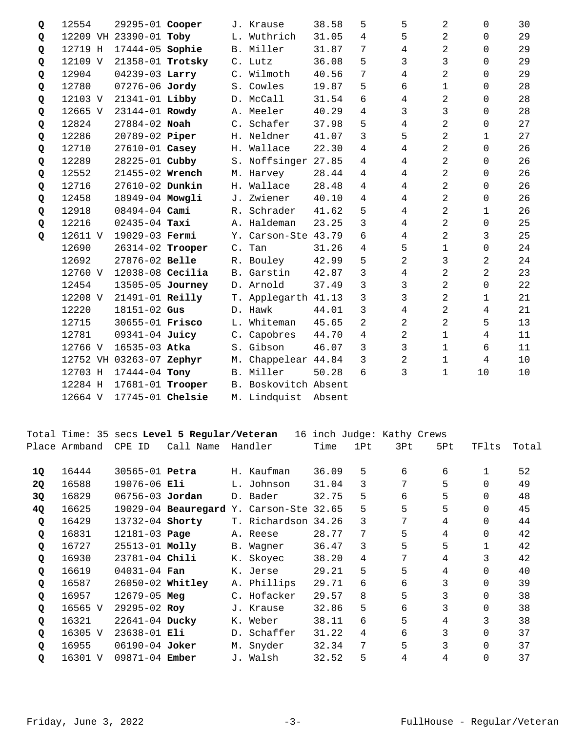| Place | Armband | CPE ID | Call Name | Handler | Time | 1Pt | 3Pt | 5Pt | TFlts | Total |
|---|---|---|---|---|---|---|---|---|---|---|
| Q | 12554 | 29295-01 | **Cooper** | J. Krause | 38.58 | 5 | 5 | 2 | 0 | 30 |
| Q | 12209 VH | 23390-01 | **Toby** | L. Wuthrich | 31.05 | 4 | 5 | 2 | 0 | 29 |
| Q | 12719 H | 17444-05 | **Sophie** | B. Miller | 31.87 | 7 | 4 | 2 | 0 | 29 |
| Q | 12109 V | 21358-01 | **Trotsky** | C. Lutz | 36.08 | 5 | 3 | 3 | 0 | 29 |
| Q | 12904 | 04239-03 | **Larry** | C. Wilmoth | 40.56 | 7 | 4 | 2 | 0 | 29 |
| Q | 12780 | 07276-06 | **Jordy** | S. Cowles | 19.87 | 5 | 6 | 1 | 0 | 28 |
| Q | 12103 V | 21341-01 | **Libby** | D. McCall | 31.54 | 6 | 4 | 2 | 0 | 28 |
| Q | 12665 V | 23144-01 | **Rowdy** | A. Meeler | 40.29 | 4 | 3 | 3 | 0 | 28 |
| Q | 12824 | 27884-02 | **Noah** | C. Schafer | 37.98 | 5 | 4 | 2 | 0 | 27 |
| Q | 12286 | 20789-02 | **Piper** | H. Neldner | 41.07 | 3 | 5 | 2 | 1 | 27 |
| Q | 12710 | 27610-01 | **Casey** | H. Wallace | 22.30 | 4 | 4 | 2 | 0 | 26 |
| Q | 12289 | 28225-01 | **Cubby** | S. Noffsinger | 27.85 | 4 | 4 | 2 | 0 | 26 |
| Q | 12552 | 21455-02 | **Wrench** | M. Harvey | 28.44 | 4 | 4 | 2 | 0 | 26 |
| Q | 12716 | 27610-02 | **Dunkin** | H. Wallace | 28.48 | 4 | 4 | 2 | 0 | 26 |
| Q | 12458 | 18949-04 | **Mowgli** | J. Zwiener | 40.10 | 4 | 4 | 2 | 0 | 26 |
| Q | 12918 | 08494-04 | **Cami** | R. Schrader | 41.62 | 5 | 4 | 2 | 1 | 26 |
| Q | 12216 | 02435-04 | **Taxi** | A. Haldeman | 23.25 | 3 | 4 | 2 | 0 | 25 |
| Q | 12611 V | 19029-03 | **Fermi** | Y. Carson-Ste | 43.79 | 6 | 4 | 2 | 3 | 25 |
| | 12690 | 26314-02 | **Trooper** | C. Tan | 31.26 | 4 | 5 | 1 | 0 | 24 |
| | 12692 | 27876-02 | **Belle** | R. Bouley | 42.99 | 5 | 2 | 3 | 2 | 24 |
| | 12760 V | 12038-08 | **Cecilia** | B. Garstin | 42.87 | 3 | 4 | 2 | 2 | 23 |
| | 12454 | 13505-05 | **Journey** | D. Arnold | 37.49 | 3 | 3 | 2 | 0 | 22 |
| | 12208 V | 21491-01 | **Reilly** | T. Applegarth | 41.13 | 3 | 3 | 2 | 1 | 21 |
| | 12220 | 18151-02 | **Gus** | D. Hawk | 44.01 | 3 | 4 | 2 | 4 | 21 |
| | 12715 | 30655-01 | **Frisco** | L. Whiteman | 45.65 | 2 | 2 | 2 | 5 | 13 |
| | 12781 | 09341-04 | **Juicy** | C. Capobres | 44.70 | 4 | 2 | 1 | 4 | 11 |
| | 12766 V | 16535-03 | **Atka** | S. Gibson | 46.07 | 3 | 3 | 1 | 6 | 11 |
| | 12752 VH | 03263-07 | **Zephyr** | M. Chappelear | 44.84 | 3 | 2 | 1 | 4 | 10 |
| | 12703 H | 17444-04 | **Tony** | B. Miller | 50.28 | 6 | 3 | 1 | 10 | 10 |
| | 12284 H | 17681-01 | **Trooper** | B. Boskovitch | Absent | | | | | |
| | 12664 V | 17745-01 | **Chelsie** | M. Lindquist | Absent | | | | | |

Total Time: 35 secs **Level 5 Regular/Veteran** 16 inch Judge: Kathy Crews

| Place | Armband | CPE ID | Call Name | Handler | Time | 1Pt | 3Pt | 5Pt | TFlts | Total |
|---|---|---|---|---|---|---|---|---|---|---|
| **1Q** | 16444 | 30565-01 | **Petra** | H. Kaufman | 36.09 | 5 | 6 | 6 | 1 | 52 |
| **2Q** | 16588 | 19076-06 | **Eli** | L. Johnson | 31.04 | 3 | 7 | 5 | 0 | 49 |
| **3Q** | 16829 | 06756-03 | **Jordan** | D. Bader | 32.75 | 5 | 6 | 5 | 0 | 48 |
| **4Q** | 16625 | 19029-04 | **Beauregard** | Y. Carson-Ste | 32.65 | 5 | 5 | 5 | 0 | 45 |
| Q | 16429 | 13732-04 | **Shorty** | T. Richardson | 34.26 | 3 | 7 | 4 | 0 | 44 |
| Q | 16831 | 12181-03 | **Page** | A. Reese | 28.77 | 7 | 5 | 4 | 0 | 42 |
| Q | 16727 | 25513-01 | **Molly** | B. Wagner | 36.47 | 3 | 5 | 5 | 1 | 42 |
| Q | 16930 | 23781-04 | **Chili** | K. Skoyec | 38.20 | 4 | 7 | 4 | 3 | 42 |
| Q | 16619 | 04031-04 | **Fan** | K. Jerse | 29.21 | 5 | 5 | 4 | 0 | 40 |
| Q | 16587 | 26050-02 | **Whitley** | A. Phillips | 29.71 | 6 | 6 | 3 | 0 | 39 |
| Q | 16957 | 12679-05 | **Meg** | C. Hofacker | 29.57 | 8 | 5 | 3 | 0 | 38 |
| Q | 16565 V | 29295-02 | **Roy** | J. Krause | 32.86 | 5 | 6 | 3 | 0 | 38 |
| Q | 16321 | 22641-04 | **Ducky** | K. Weber | 38.11 | 6 | 5 | 4 | 3 | 38 |
| Q | 16305 V | 23638-01 | **Eli** | D. Schaffer | 31.22 | 4 | 6 | 3 | 0 | 37 |
| Q | 16955 | 06190-04 | **Joker** | M. Snyder | 32.34 | 7 | 5 | 3 | 0 | 37 |
| Q | 16301 V | 09871-04 | **Ember** | J. Walsh | 32.52 | 5 | 4 | 4 | 0 | 37 |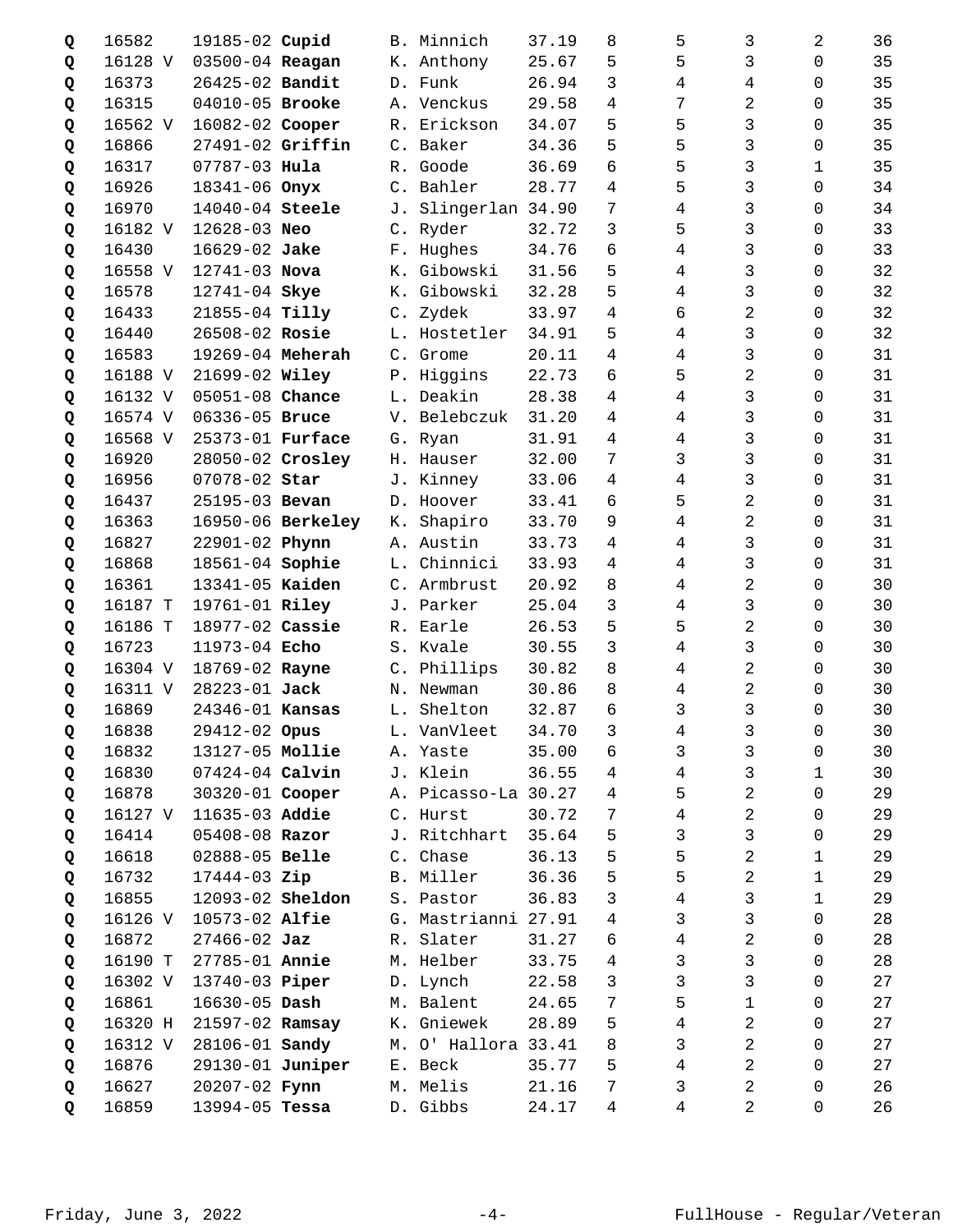| | | | | | | | | | |
|---|---|---|---|---|---|---|---|---|---|
| Q | 16582 | 19185-02 **Cupid** | B. Minnich | 37.19 | 8 | 5 | 3 | 2 | 36 |
| Q | 16128 V | 03500-04 **Reagan** | K. Anthony | 25.67 | 5 | 5 | 3 | 0 | 35 |
| Q | 16373 | 26425-02 **Bandit** | D. Funk | 26.94 | 3 | 4 | 4 | 0 | 35 |
| Q | 16315 | 04010-05 **Brooke** | A. Venckus | 29.58 | 4 | 7 | 2 | 0 | 35 |
| Q | 16562 V | 16082-02 **Cooper** | R. Erickson | 34.07 | 5 | 5 | 3 | 0 | 35 |
| Q | 16866 | 27491-02 **Griffin** | C. Baker | 34.36 | 5 | 5 | 3 | 0 | 35 |
| Q | 16317 | 07787-03 **Hula** | R. Goode | 36.69 | 6 | 5 | 3 | 1 | 35 |
| Q | 16926 | 18341-06 **Onyx** | C. Bahler | 28.77 | 4 | 5 | 3 | 0 | 34 |
| Q | 16970 | 14040-04 **Steele** | J. Slingerlan | 34.90 | 7 | 4 | 3 | 0 | 34 |
| Q | 16182 V | 12628-03 **Neo** | C. Ryder | 32.72 | 3 | 5 | 3 | 0 | 33 |
| Q | 16430 | 16629-02 **Jake** | F. Hughes | 34.76 | 6 | 4 | 3 | 0 | 33 |
| Q | 16558 V | 12741-03 **Nova** | K. Gibowski | 31.56 | 5 | 4 | 3 | 0 | 32 |
| Q | 16578 | 12741-04 **Skye** | K. Gibowski | 32.28 | 5 | 4 | 3 | 0 | 32 |
| Q | 16433 | 21855-04 **Tilly** | C. Zydek | 33.97 | 4 | 6 | 2 | 0 | 32 |
| Q | 16440 | 26508-02 **Rosie** | L. Hostetler | 34.91 | 5 | 4 | 3 | 0 | 32 |
| Q | 16583 | 19269-04 **Meherah** | C. Grome | 20.11 | 4 | 4 | 3 | 0 | 31 |
| Q | 16188 V | 21699-02 **Wiley** | P. Higgins | 22.73 | 6 | 5 | 2 | 0 | 31 |
| Q | 16132 V | 05051-08 **Chance** | L. Deakin | 28.38 | 4 | 4 | 3 | 0 | 31 |
| Q | 16574 V | 06336-05 **Bruce** | V. Belebczuk | 31.20 | 4 | 4 | 3 | 0 | 31 |
| Q | 16568 V | 25373-01 **Furface** | G. Ryan | 31.91 | 4 | 4 | 3 | 0 | 31 |
| Q | 16920 | 28050-02 **Crosley** | H. Hauser | 32.00 | 7 | 3 | 3 | 0 | 31 |
| Q | 16956 | 07078-02 **Star** | J. Kinney | 33.06 | 4 | 4 | 3 | 0 | 31 |
| Q | 16437 | 25195-03 **Bevan** | D. Hoover | 33.41 | 6 | 5 | 2 | 0 | 31 |
| Q | 16363 | 16950-06 **Berkeley** | K. Shapiro | 33.70 | 9 | 4 | 2 | 0 | 31 |
| Q | 16827 | 22901-02 **Phynn** | A. Austin | 33.73 | 4 | 4 | 3 | 0 | 31 |
| Q | 16868 | 18561-04 **Sophie** | L. Chinnici | 33.93 | 4 | 4 | 3 | 0 | 31 |
| Q | 16361 | 13341-05 **Kaiden** | C. Armbrust | 20.92 | 8 | 4 | 2 | 0 | 30 |
| Q | 16187 T | 19761-01 **Riley** | J. Parker | 25.04 | 3 | 4 | 3 | 0 | 30 |
| Q | 16186 T | 18977-02 **Cassie** | R. Earle | 26.53 | 5 | 5 | 2 | 0 | 30 |
| Q | 16723 | 11973-04 **Echo** | S. Kvale | 30.55 | 3 | 4 | 3 | 0 | 30 |
| Q | 16304 V | 18769-02 **Rayne** | C. Phillips | 30.82 | 8 | 4 | 2 | 0 | 30 |
| Q | 16311 V | 28223-01 **Jack** | N. Newman | 30.86 | 8 | 4 | 2 | 0 | 30 |
| Q | 16869 | 24346-01 **Kansas** | L. Shelton | 32.87 | 6 | 3 | 3 | 0 | 30 |
| Q | 16838 | 29412-02 **Opus** | L. VanVleet | 34.70 | 3 | 4 | 3 | 0 | 30 |
| Q | 16832 | 13127-05 **Mollie** | A. Yaste | 35.00 | 6 | 3 | 3 | 0 | 30 |
| Q | 16830 | 07424-04 **Calvin** | J. Klein | 36.55 | 4 | 4 | 3 | 1 | 30 |
| Q | 16878 | 30320-01 **Cooper** | A. Picasso-La | 30.27 | 4 | 5 | 2 | 0 | 29 |
| Q | 16127 V | 11635-03 **Addie** | C. Hurst | 30.72 | 7 | 4 | 2 | 0 | 29 |
| Q | 16414 | 05408-08 **Razor** | J. Ritchhart | 35.64 | 5 | 3 | 3 | 0 | 29 |
| Q | 16618 | 02888-05 **Belle** | C. Chase | 36.13 | 5 | 5 | 2 | 1 | 29 |
| Q | 16732 | 17444-03 **Zip** | B. Miller | 36.36 | 5 | 5 | 2 | 1 | 29 |
| Q | 16855 | 12093-02 **Sheldon** | S. Pastor | 36.83 | 3 | 4 | 3 | 1 | 29 |
| Q | 16126 V | 10573-02 **Alfie** | G. Mastrianni | 27.91 | 4 | 3 | 3 | 0 | 28 |
| Q | 16872 | 27466-02 **Jaz** | R. Slater | 31.27 | 6 | 4 | 2 | 0 | 28 |
| Q | 16190 T | 27785-01 **Annie** | M. Helber | 33.75 | 4 | 3 | 3 | 0 | 28 |
| Q | 16302 V | 13740-03 **Piper** | D. Lynch | 22.58 | 3 | 3 | 3 | 0 | 27 |
| Q | 16861 | 16630-05 **Dash** | M. Balent | 24.65 | 7 | 5 | 1 | 0 | 27 |
| Q | 16320 H | 21597-02 **Ramsay** | K. Gniewek | 28.89 | 5 | 4 | 2 | 0 | 27 |
| Q | 16312 V | 28106-01 **Sandy** | M. O' Hallora | 33.41 | 8 | 3 | 2 | 0 | 27 |
| Q | 16876 | 29130-01 **Juniper** | E. Beck | 35.77 | 5 | 4 | 2 | 0 | 27 |
| Q | 16627 | 20207-02 **Fynn** | M. Melis | 21.16 | 7 | 3 | 2 | 0 | 26 |
| Q | 16859 | 13994-05 **Tessa** | D. Gibbs | 24.17 | 4 | 4 | 2 | 0 | 26 |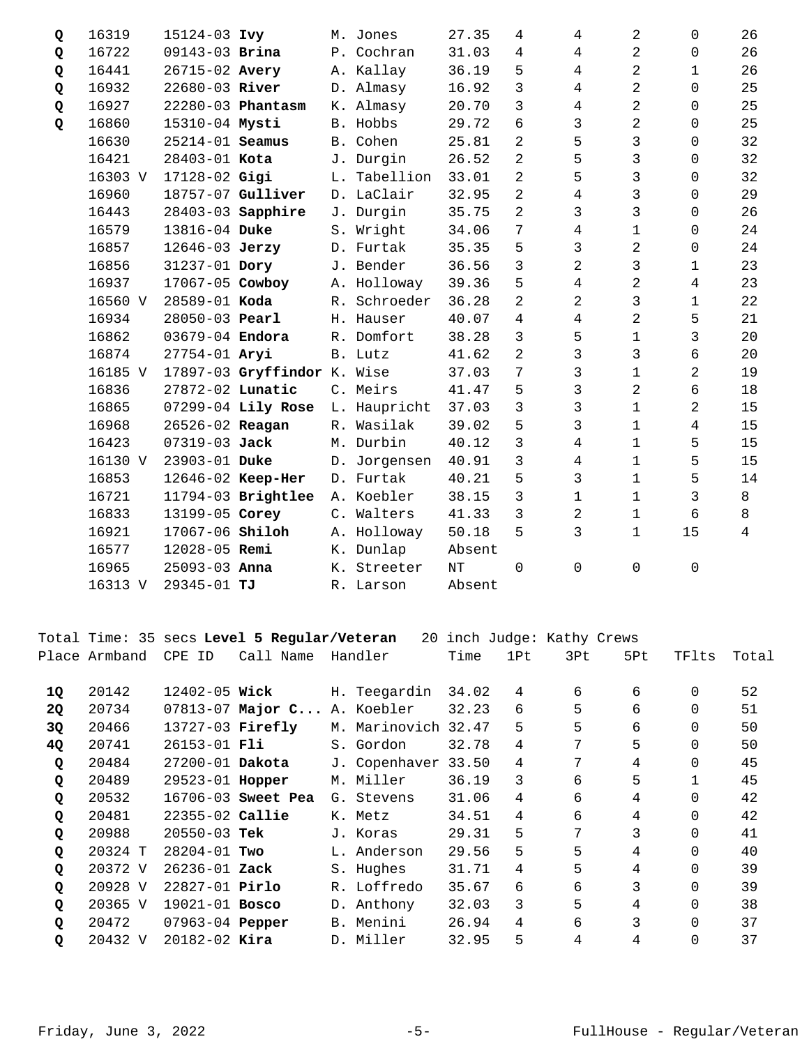| Place | Armband | CPE ID | Call Name | Handler | Time | 1Pt | 3Pt | 5Pt | TFlts | Total |
|---|---|---|---|---|---|---|---|---|---|---|
| **Q** | 16319 | 15124-03 | **Ivy** | M. Jones | 27.35 | 4 | 4 | 2 | 0 | 26 |
| **Q** | 16722 | 09143-03 | **Brina** | P. Cochran | 31.03 | 4 | 4 | 2 | 0 | 26 |
| **Q** | 16441 | 26715-02 | **Avery** | A. Kallay | 36.19 | 5 | 4 | 2 | 1 | 26 |
| **Q** | 16932 | 22680-03 | **River** | D. Almasy | 16.92 | 3 | 4 | 2 | 0 | 25 |
| **Q** | 16927 | 22280-03 | **Phantasm** | K. Almasy | 20.70 | 3 | 4 | 2 | 0 | 25 |
| **Q** | 16860 | 15310-04 | **Mysti** | B. Hobbs | 29.72 | 6 | 3 | 2 | 0 | 25 |
| | 16630 | 25214-01 | **Seamus** | B. Cohen | 25.81 | 2 | 5 | 3 | 0 | 32 |
| | 16421 | 28403-01 | **Kota** | J. Durgin | 26.52 | 2 | 5 | 3 | 0 | 32 |
| | 16303 V | 17128-02 | **Gigi** | L. Tabellion | 33.01 | 2 | 5 | 3 | 0 | 32 |
| | 16960 | 18757-07 | **Gulliver** | D. LaClair | 32.95 | 2 | 4 | 3 | 0 | 29 |
| | 16443 | 28403-03 | **Sapphire** | J. Durgin | 35.75 | 2 | 3 | 3 | 0 | 26 |
| | 16579 | 13816-04 | **Duke** | S. Wright | 34.06 | 7 | 4 | 1 | 0 | 24 |
| | 16857 | 12646-03 | **Jerzy** | D. Furtak | 35.35 | 5 | 3 | 2 | 0 | 24 |
| | 16856 | 31237-01 | **Dory** | J. Bender | 36.56 | 3 | 2 | 3 | 1 | 23 |
| | 16937 | 17067-05 | **Cowboy** | A. Holloway | 39.36 | 5 | 4 | 2 | 4 | 23 |
| | 16560 V | 28589-01 | **Koda** | R. Schroeder | 36.28 | 2 | 2 | 3 | 1 | 22 |
| | 16934 | 28050-03 | **Pearl** | H. Hauser | 40.07 | 4 | 4 | 2 | 5 | 21 |
| | 16862 | 03679-04 | **Endora** | R. Domfort | 38.28 | 3 | 5 | 1 | 3 | 20 |
| | 16874 | 27754-01 | **Aryi** | B. Lutz | 41.62 | 2 | 3 | 3 | 6 | 20 |
| | 16185 V | 17897-03 | **Gryffindor** | K. Wise | 37.03 | 7 | 3 | 1 | 2 | 19 |
| | 16836 | 27872-02 | **Lunatic** | C. Meirs | 41.47 | 5 | 3 | 2 | 6 | 18 |
| | 16865 | 07299-04 | **Lily Rose** | L. Haupricht | 37.03 | 3 | 3 | 1 | 2 | 15 |
| | 16968 | 26526-02 | **Reagan** | R. Wasilak | 39.02 | 5 | 3 | 1 | 4 | 15 |
| | 16423 | 07319-03 | **Jack** | M. Durbin | 40.12 | 3 | 4 | 1 | 5 | 15 |
| | 16130 V | 23903-01 | **Duke** | D. Jorgensen | 40.91 | 3 | 4 | 1 | 5 | 15 |
| | 16853 | 12646-02 | **Keep-Her** | D. Furtak | 40.21 | 5 | 3 | 1 | 5 | 14 |
| | 16721 | 11794-03 | **Brightlee** | A. Koebler | 38.15 | 3 | 1 | 1 | 3 | 8 |
| | 16833 | 13199-05 | **Corey** | C. Walters | 41.33 | 3 | 2 | 1 | 6 | 8 |
| | 16921 | 17067-06 | **Shiloh** | A. Holloway | 50.18 | 5 | 3 | 1 | 15 | 4 |
| | 16577 | 12028-05 | **Remi** | K. Dunlap | Absent | | | | | |
| | 16965 | 25093-03 | **Anna** | K. Streeter | NT | 0 | 0 | 0 | 0 | |
| | 16313 V | 29345-01 | **TJ** | R. Larson | Absent | | | | | |

Total Time: 35 secs **Level 5 Regular/Veteran** 20 inch Judge: Kathy Crews

| Place | Armband | CPE ID | Call Name | Handler | Time | 1Pt | 3Pt | 5Pt | TFlts | Total |
|---|---|---|---|---|---|---|---|---|---|---|
| **1Q** | 20142 | 12402-05 | **Wick** | H. Teegardin | 34.02 | 4 | 6 | 6 | 0 | 52 |
| **2Q** | 20734 | 07813-07 | **Major C...** | A. Koebler | 32.23 | 6 | 5 | 6 | 0 | 51 |
| **3Q** | 20466 | 13727-03 | **Firefly** | M. Marinovich | 32.47 | 5 | 5 | 6 | 0 | 50 |
| **4Q** | 20741 | 26153-01 | **Fli** | S. Gordon | 32.78 | 4 | 7 | 5 | 0 | 50 |
| **Q** | 20484 | 27200-01 | **Dakota** | J. Copenhaver | 33.50 | 4 | 7 | 4 | 0 | 45 |
| **Q** | 20489 | 29523-01 | **Hopper** | M. Miller | 36.19 | 3 | 6 | 5 | 1 | 45 |
| **Q** | 20532 | 16706-03 | **Sweet Pea** | G. Stevens | 31.06 | 4 | 6 | 4 | 0 | 42 |
| **Q** | 20481 | 22355-02 | **Callie** | K. Metz | 34.51 | 4 | 6 | 4 | 0 | 42 |
| **Q** | 20988 | 20550-03 | **Tek** | J. Koras | 29.31 | 5 | 7 | 3 | 0 | 41 |
| **Q** | 20324 T | 28204-01 | **Two** | L. Anderson | 29.56 | 5 | 5 | 4 | 0 | 40 |
| **Q** | 20372 V | 26236-01 | **Zack** | S. Hughes | 31.71 | 4 | 5 | 4 | 0 | 39 |
| **Q** | 20928 V | 22827-01 | **Pirlo** | R. Loffredo | 35.67 | 6 | 6 | 3 | 0 | 39 |
| **Q** | 20365 V | 19021-01 | **Bosco** | D. Anthony | 32.03 | 3 | 5 | 4 | 0 | 38 |
| **Q** | 20472 | 07963-04 | **Pepper** | B. Menini | 26.94 | 4 | 6 | 3 | 0 | 37 |
| **Q** | 20432 V | 20182-02 | **Kira** | D. Miller | 32.95 | 5 | 4 | 4 | 0 | 37 |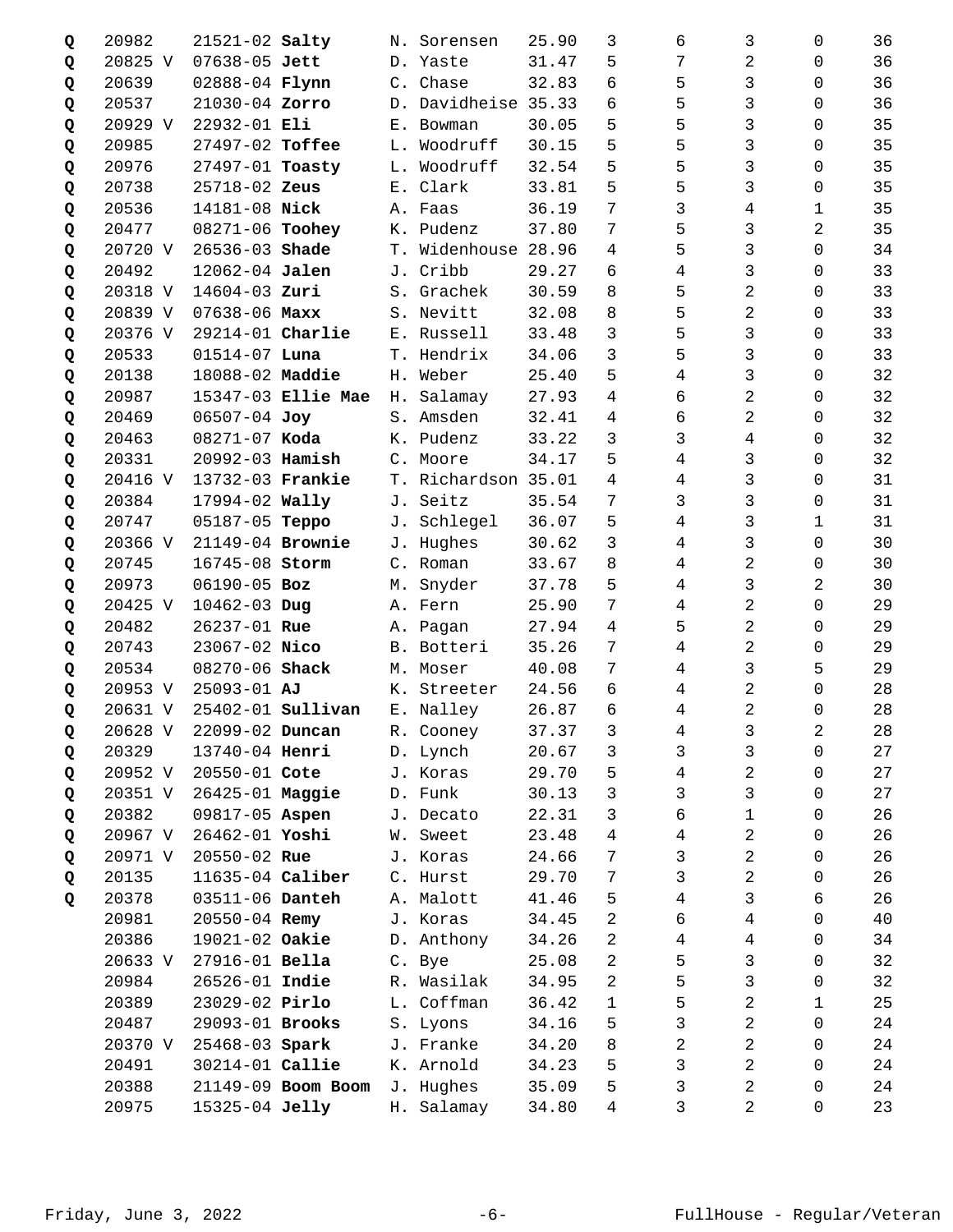| | | | | | | | | | | |
|---|---|---|---|---|---|---|---|---|---|---|
| Q | 20982 | 21521-02 **Salty** | N. Sorensen | 25.90 | 3 | 6 | 3 | 0 | 36 |
| Q | 20825 V | 07638-05 **Jett** | D. Yaste | 31.47 | 5 | 7 | 2 | 0 | 36 |
| Q | 20639 | 02888-04 **Flynn** | C. Chase | 32.83 | 6 | 5 | 3 | 0 | 36 |
| Q | 20537 | 21030-04 **Zorro** | D. Davidheise | 35.33 | 6 | 5 | 3 | 0 | 36 |
| Q | 20929 V | 22932-01 **Eli** | E. Bowman | 30.05 | 5 | 5 | 3 | 0 | 35 |
| Q | 20985 | 27497-02 **Toffee** | L. Woodruff | 30.15 | 5 | 5 | 3 | 0 | 35 |
| Q | 20976 | 27497-01 **Toasty** | L. Woodruff | 32.54 | 5 | 5 | 3 | 0 | 35 |
| Q | 20738 | 25718-02 **Zeus** | E. Clark | 33.81 | 5 | 5 | 3 | 0 | 35 |
| Q | 20536 | 14181-08 **Nick** | A. Faas | 36.19 | 7 | 3 | 4 | 1 | 35 |
| Q | 20477 | 08271-06 **Toohey** | K. Pudenz | 37.80 | 7 | 5 | 3 | 2 | 35 |
| Q | 20720 V | 26536-03 **Shade** | T. Widenhouse | 28.96 | 4 | 5 | 3 | 0 | 34 |
| Q | 20492 | 12062-04 **Jalen** | J. Cribb | 29.27 | 6 | 4 | 3 | 0 | 33 |
| Q | 20318 V | 14604-03 **Zuri** | S. Grachek | 30.59 | 8 | 5 | 2 | 0 | 33 |
| Q | 20839 V | 07638-06 **Maxx** | S. Nevitt | 32.08 | 8 | 5 | 2 | 0 | 33 |
| Q | 20376 V | 29214-01 **Charlie** | E. Russell | 33.48 | 3 | 5 | 3 | 0 | 33 |
| Q | 20533 | 01514-07 **Luna** | T. Hendrix | 34.06 | 3 | 5 | 3 | 0 | 33 |
| Q | 20138 | 18088-02 **Maddie** | H. Weber | 25.40 | 5 | 4 | 3 | 0 | 32 |
| Q | 20987 | 15347-03 **Ellie Mae** | H. Salamay | 27.93 | 4 | 6 | 2 | 0 | 32 |
| Q | 20469 | 06507-04 **Joy** | S. Amsden | 32.41 | 4 | 6 | 2 | 0 | 32 |
| Q | 20463 | 08271-07 **Koda** | K. Pudenz | 33.22 | 3 | 3 | 4 | 0 | 32 |
| Q | 20331 | 20992-03 **Hamish** | C. Moore | 34.17 | 5 | 4 | 3 | 0 | 32 |
| Q | 20416 V | 13732-03 **Frankie** | T. Richardson | 35.01 | 4 | 4 | 3 | 0 | 31 |
| Q | 20384 | 17994-02 **Wally** | J. Seitz | 35.54 | 7 | 3 | 3 | 0 | 31 |
| Q | 20747 | 05187-05 **Teppo** | J. Schlegel | 36.07 | 5 | 4 | 3 | 1 | 31 |
| Q | 20366 V | 21149-04 **Brownie** | J. Hughes | 30.62 | 3 | 4 | 3 | 0 | 30 |
| Q | 20745 | 16745-08 **Storm** | C. Roman | 33.67 | 8 | 4 | 2 | 0 | 30 |
| Q | 20973 | 06190-05 **Boz** | M. Snyder | 37.78 | 5 | 4 | 3 | 2 | 30 |
| Q | 20425 V | 10462-03 **Dug** | A. Fern | 25.90 | 7 | 4 | 2 | 0 | 29 |
| Q | 20482 | 26237-01 **Rue** | A. Pagan | 27.94 | 4 | 5 | 2 | 0 | 29 |
| Q | 20743 | 23067-02 **Nico** | B. Botteri | 35.26 | 7 | 4 | 2 | 0 | 29 |
| Q | 20534 | 08270-06 **Shack** | M. Moser | 40.08 | 7 | 4 | 3 | 5 | 29 |
| Q | 20953 V | 25093-01 **AJ** | K. Streeter | 24.56 | 6 | 4 | 2 | 0 | 28 |
| Q | 20631 V | 25402-01 **Sullivan** | E. Nalley | 26.87 | 6 | 4 | 2 | 0 | 28 |
| Q | 20628 V | 22099-02 **Duncan** | R. Cooney | 37.37 | 3 | 4 | 3 | 2 | 28 |
| Q | 20329 | 13740-04 **Henri** | D. Lynch | 20.67 | 3 | 3 | 3 | 0 | 27 |
| Q | 20952 V | 20550-01 **Cote** | J. Koras | 29.70 | 5 | 4 | 2 | 0 | 27 |
| Q | 20351 V | 26425-01 **Maggie** | D. Funk | 30.13 | 3 | 3 | 3 | 0 | 27 |
| Q | 20382 | 09817-05 **Aspen** | J. Decato | 22.31 | 3 | 6 | 1 | 0 | 26 |
| Q | 20967 V | 26462-01 **Yoshi** | W. Sweet | 23.48 | 4 | 4 | 2 | 0 | 26 |
| Q | 20971 V | 20550-02 **Rue** | J. Koras | 24.66 | 7 | 3 | 2 | 0 | 26 |
| Q | 20135 | 11635-04 **Caliber** | C. Hurst | 29.70 | 7 | 3 | 2 | 0 | 26 |
| Q | 20378 | 03511-06 **Danteh** | A. Malott | 41.46 | 5 | 4 | 3 | 6 | 26 |
| | 20981 | 20550-04 **Remy** | J. Koras | 34.45 | 2 | 6 | 4 | 0 | 40 |
| | 20386 | 19021-02 **Oakie** | D. Anthony | 34.26 | 2 | 4 | 4 | 0 | 34 |
| | 20633 V | 27916-01 **Bella** | C. Bye | 25.08 | 2 | 5 | 3 | 0 | 32 |
| | 20984 | 26526-01 **Indie** | R. Wasilak | 34.95 | 2 | 5 | 3 | 0 | 32 |
| | 20389 | 23029-02 **Pirlo** | L. Coffman | 36.42 | 1 | 5 | 2 | 1 | 25 |
| | 20487 | 29093-01 **Brooks** | S. Lyons | 34.16 | 5 | 3 | 2 | 0 | 24 |
| | 20370 V | 25468-03 **Spark** | J. Franke | 34.20 | 8 | 2 | 2 | 0 | 24 |
| | 20491 | 30214-01 **Callie** | K. Arnold | 34.23 | 5 | 3 | 2 | 0 | 24 |
| | 20388 | 21149-09 **Boom Boom** | J. Hughes | 35.09 | 5 | 3 | 2 | 0 | 24 |
| | 20975 | 15325-04 **Jelly** | H. Salamay | 34.80 | 4 | 3 | 2 | 0 | 23 |

Friday, June 3, 2022 FullHouse - Regular/Veteran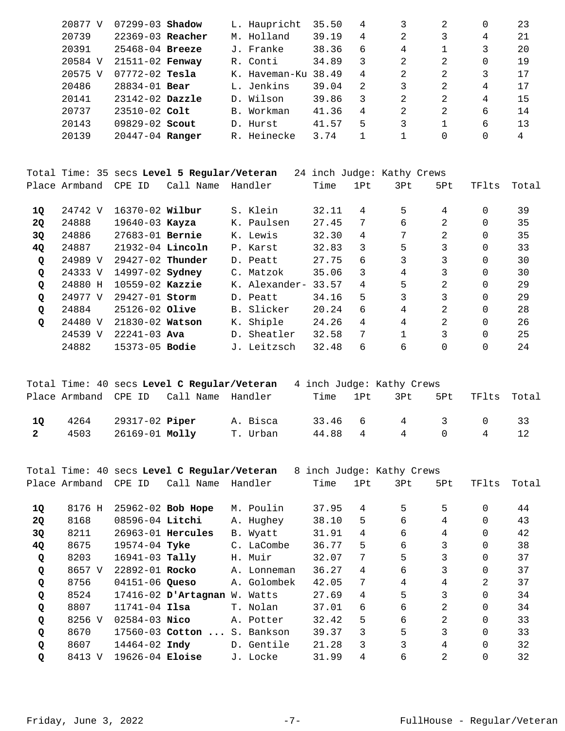| Place | Armband | CPE ID | Call Name | Handler | Time | 1Pt | 3Pt | 5Pt | TFlts | Total |
|---|---|---|---|---|---|---|---|---|---|---|
| | 20877 V | 07299-03 | **Shadow** | L. Haupricht | 35.50 | 4 | 3 | 2 | 0 | 23 |
| | 20739 | 22369-03 | **Reacher** | M. Holland | 39.19 | 4 | 2 | 3 | 4 | 21 |
| | 20391 | 25468-04 | **Breeze** | J. Franke | 38.36 | 6 | 4 | 1 | 3 | 20 |
| | 20584 V | 21511-02 | **Fenway** | R. Conti | 34.89 | 3 | 2 | 2 | 0 | 19 |
| | 20575 V | 07772-02 | **Tesla** | K. Haveman-Ku | 38.49 | 4 | 2 | 2 | 3 | 17 |
| | 20486 | 28834-01 | **Bear** | L. Jenkins | 39.04 | 2 | 3 | 2 | 4 | 17 |
| | 20141 | 23142-02 | **Dazzle** | D. Wilson | 39.86 | 3 | 2 | 2 | 4 | 15 |
| | 20737 | 23510-02 | **Colt** | B. Workman | 41.36 | 4 | 2 | 2 | 6 | 14 |
| | 20143 | 09829-02 | **Scout** | D. Hurst | 41.57 | 5 | 3 | 1 | 6 | 13 |
| | 20139 | 20447-04 | **Ranger** | R. Heinecke | 3.74 | 1 | 1 | 0 | 0 | 4 |

Total Time: 35 secs **Level 5 Regular/Veteran** 24 inch Judge: Kathy Crews

| Place | Armband | CPE ID | Call Name | Handler | Time | 1Pt | 3Pt | 5Pt | TFlts | Total |
|---|---|---|---|---|---|---|---|---|---|---|
| **1Q** | 24742 V | 16370-02 | **Wilbur** | S. Klein | 32.11 | 4 | 5 | 4 | 0 | 39 |
| **2Q** | 24888 | 19640-03 | **Kayza** | K. Paulsen | 27.45 | 7 | 6 | 2 | 0 | 35 |
| **3Q** | 24886 | 27683-01 | **Bernie** | K. Lewis | 32.30 | 4 | 7 | 2 | 0 | 35 |
| **4Q** | 24887 | 21932-04 | **Lincoln** | P. Karst | 32.83 | 3 | 5 | 3 | 0 | 33 |
| **Q** | 24989 V | 29427-02 | **Thunder** | D. Peatt | 27.75 | 6 | 3 | 3 | 0 | 30 |
| **Q** | 24333 V | 14997-02 | **Sydney** | C. Matzok | 35.06 | 3 | 4 | 3 | 0 | 30 |
| **Q** | 24880 H | 10559-02 | **Kazzie** | K. Alexander- | 33.57 | 4 | 5 | 2 | 0 | 29 |
| **Q** | 24977 V | 29427-01 | **Storm** | D. Peatt | 34.16 | 5 | 3 | 3 | 0 | 29 |
| **Q** | 24884 | 25126-02 | **Olive** | B. Slicker | 20.24 | 6 | 4 | 2 | 0 | 28 |
| **Q** | 24480 V | 21830-02 | **Watson** | K. Shiple | 24.26 | 4 | 4 | 2 | 0 | 26 |
| | 24539 V | 22241-03 | **Ava** | D. Sheatler | 32.58 | 7 | 1 | 3 | 0 | 25 |
| | 24882 | 15373-05 | **Bodie** | J. Leitzsch | 32.48 | 6 | 6 | 0 | 0 | 24 |

Total Time: 40 secs **Level C Regular/Veteran** 4 inch Judge: Kathy Crews

| Place | Armband | CPE ID | Call Name | Handler | Time | 1Pt | 3Pt | 5Pt | TFlts | Total |
|---|---|---|---|---|---|---|---|---|---|---|
| **1Q** | 4264 | 29317-02 | **Piper** | A. Bisca | 33.46 | 6 | 4 | 3 | 0 | 33 |
| **2** | 4503 | 26169-01 | **Molly** | T. Urban | 44.88 | 4 | 4 | 0 | 4 | 12 |

Total Time: 40 secs **Level C Regular/Veteran** 8 inch Judge: Kathy Crews

| Place | Armband | CPE ID | Call Name | Handler | Time | 1Pt | 3Pt | 5Pt | TFlts | Total |
|---|---|---|---|---|---|---|---|---|---|---|
| **1Q** | 8176 H | 25962-02 | **Bob Hope** | M. Poulin | 37.95 | 4 | 5 | 5 | 0 | 44 |
| **2Q** | 8168 | 08596-04 | **Litchi** | A. Hughey | 38.10 | 5 | 6 | 4 | 0 | 43 |
| **3Q** | 8211 | 26963-01 | **Hercules** | B. Wyatt | 31.91 | 4 | 6 | 4 | 0 | 42 |
| **4Q** | 8675 | 19574-04 | **Tyke** | C. LaCombe | 36.77 | 5 | 6 | 3 | 0 | 38 |
| **Q** | 8203 | 16941-03 | **Tally** | H. Muir | 32.07 | 7 | 5 | 3 | 0 | 37 |
| **Q** | 8657 V | 22892-01 | **Rocko** | A. Lonneman | 36.27 | 4 | 6 | 3 | 0 | 37 |
| **Q** | 8756 | 04151-06 | **Queso** | A. Golombek | 42.05 | 7 | 4 | 4 | 2 | 37 |
| **Q** | 8524 | 17416-02 | **D'Artagnan** | W. Watts | 27.69 | 4 | 5 | 3 | 0 | 34 |
| **Q** | 8807 | 11741-04 | **Ilsa** | T. Nolan | 37.01 | 6 | 6 | 2 | 0 | 34 |
| **Q** | 8256 V | 02584-03 | **Nico** | A. Potter | 32.42 | 5 | 6 | 2 | 0 | 33 |
| **Q** | 8670 | 17560-03 | **Cotton ...** | S. Bankson | 39.37 | 3 | 5 | 3 | 0 | 33 |
| **Q** | 8607 | 14464-02 | **Indy** | D. Gentile | 21.28 | 3 | 3 | 4 | 0 | 32 |
| **Q** | 8413 V | 19626-04 | **Eloise** | J. Locke | 31.99 | 4 | 6 | 2 | 0 | 32 |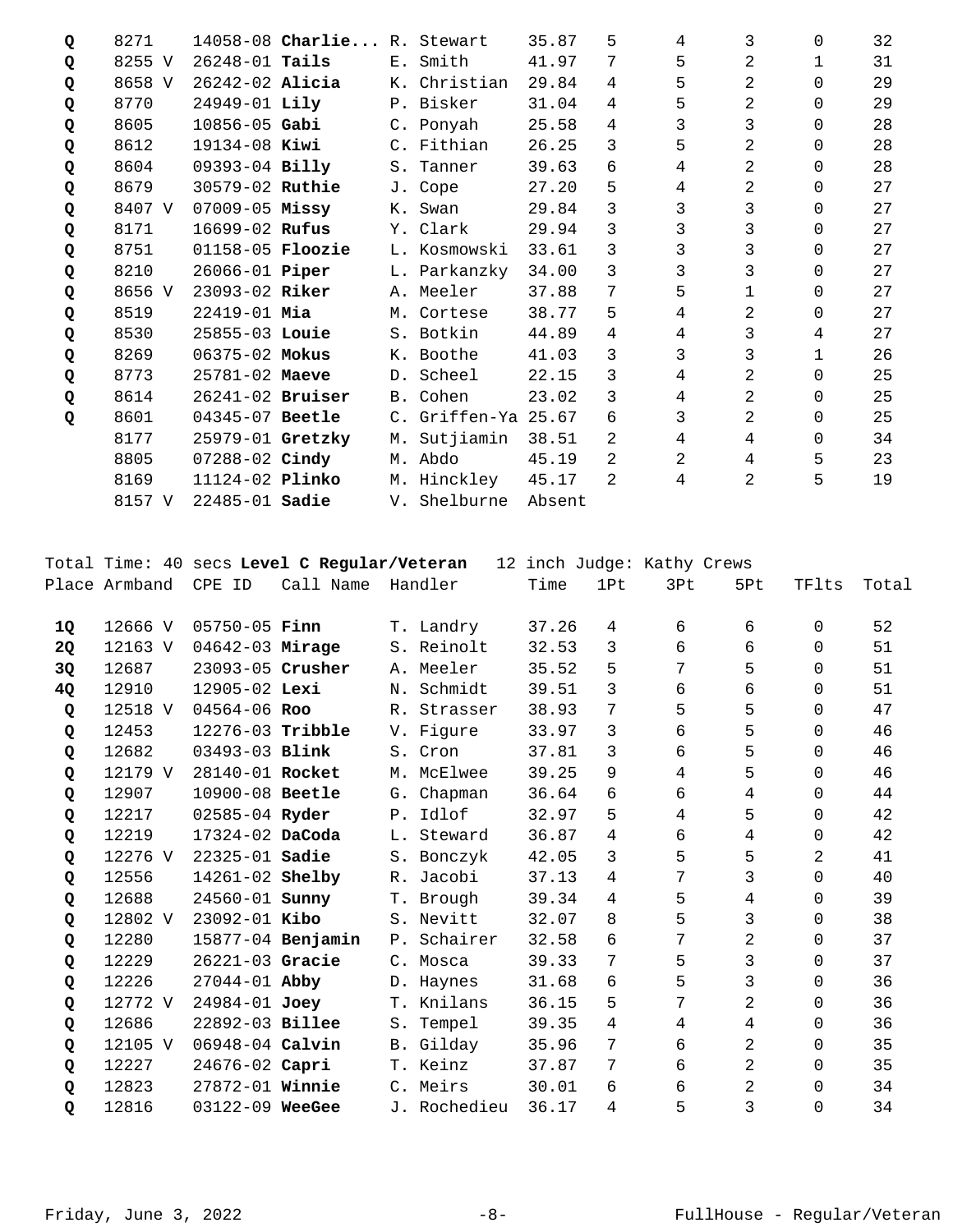| Place | Armband | CPE ID | Call Name | Handler | Time | 1Pt | 3Pt | 5Pt | TFlts | Total |
|---|---|---|---|---|---|---|---|---|---|---|
| Q | 8271 | 14058-08 | **Charlie...** | R. Stewart | 35.87 | 5 | 4 | 3 | 0 | 32 |
| Q | 8255 V | 26248-01 | **Tails** | E. Smith | 41.97 | 7 | 5 | 2 | 1 | 31 |
| Q | 8658 V | 26242-02 | **Alicia** | K. Christian | 29.84 | 4 | 5 | 2 | 0 | 29 |
| Q | 8770 | 24949-01 | **Lily** | P. Bisker | 31.04 | 4 | 5 | 2 | 0 | 29 |
| Q | 8605 | 10856-05 | **Gabi** | C. Ponyah | 25.58 | 4 | 3 | 3 | 0 | 28 |
| Q | 8612 | 19134-08 | **Kiwi** | C. Fithian | 26.25 | 3 | 5 | 2 | 0 | 28 |
| Q | 8604 | 09393-04 | **Billy** | S. Tanner | 39.63 | 6 | 4 | 2 | 0 | 28 |
| Q | 8679 | 30579-02 | **Ruthie** | J. Cope | 27.20 | 5 | 4 | 2 | 0 | 27 |
| Q | 8407 V | 07009-05 | **Missy** | K. Swan | 29.84 | 3 | 3 | 3 | 0 | 27 |
| Q | 8171 | 16699-02 | **Rufus** | Y. Clark | 29.94 | 3 | 3 | 3 | 0 | 27 |
| Q | 8751 | 01158-05 | **Floozie** | L. Kosmowski | 33.61 | 3 | 3 | 3 | 0 | 27 |
| Q | 8210 | 26066-01 | **Piper** | L. Parkanzky | 34.00 | 3 | 3 | 3 | 0 | 27 |
| Q | 8656 V | 23093-02 | **Riker** | A. Meeler | 37.88 | 7 | 5 | 1 | 0 | 27 |
| Q | 8519 | 22419-01 | **Mia** | M. Cortese | 38.77 | 5 | 4 | 2 | 0 | 27 |
| Q | 8530 | 25855-03 | **Louie** | S. Botkin | 44.89 | 4 | 4 | 3 | 4 | 27 |
| Q | 8269 | 06375-02 | **Mokus** | K. Boothe | 41.03 | 3 | 3 | 3 | 1 | 26 |
| Q | 8773 | 25781-02 | **Maeve** | D. Scheel | 22.15 | 3 | 4 | 2 | 0 | 25 |
| Q | 8614 | 26241-02 | **Bruiser** | B. Cohen | 23.02 | 3 | 4 | 2 | 0 | 25 |
| Q | 8601 | 04345-07 | **Beetle** | C. Griffen-Ya | 25.67 | 6 | 3 | 2 | 0 | 25 |
| | 8177 | 25979-01 | **Gretzky** | M. Sutjiamin | 38.51 | 2 | 4 | 4 | 0 | 34 |
| | 8805 | 07288-02 | **Cindy** | M. Abdo | 45.19 | 2 | 2 | 4 | 5 | 23 |
| | 8169 | 11124-02 | **Plinko** | M. Hinckley | 45.17 | 2 | 4 | 2 | 5 | 19 |
| | 8157 V | 22485-01 | **Sadie** | V. Shelburne | Absent | | | | | |

Total Time: 40 secs **Level C Regular/Veteran** 12 inch Judge: Kathy Crews

| Place | Armband | CPE ID | Call Name | Handler | Time | 1Pt | 3Pt | 5Pt | TFlts | Total |
|---|---|---|---|---|---|---|---|---|---|---|
| **1Q** | 12666 V | 05750-05 | **Finn** | T. Landry | 37.26 | 4 | 6 | 6 | 0 | 52 |
| **2Q** | 12163 V | 04642-03 | **Mirage** | S. Reinolt | 32.53 | 3 | 6 | 6 | 0 | 51 |
| **3Q** | 12687 | 23093-05 | **Crusher** | A. Meeler | 35.52 | 5 | 7 | 5 | 0 | 51 |
| **4Q** | 12910 | 12905-02 | **Lexi** | N. Schmidt | 39.51 | 3 | 6 | 6 | 0 | 51 |
| **Q** | 12518 V | 04564-06 | **Roo** | R. Strasser | 38.93 | 7 | 5 | 5 | 0 | 47 |
| **Q** | 12453 | 12276-03 | **Tribble** | V. Figure | 33.97 | 3 | 6 | 5 | 0 | 46 |
| **Q** | 12682 | 03493-03 | **Blink** | S. Cron | 37.81 | 3 | 6 | 5 | 0 | 46 |
| **Q** | 12179 V | 28140-01 | **Rocket** | M. McElwee | 39.25 | 9 | 4 | 5 | 0 | 46 |
| **Q** | 12907 | 10900-08 | **Beetle** | G. Chapman | 36.64 | 6 | 6 | 4 | 0 | 44 |
| **Q** | 12217 | 02585-04 | **Ryder** | P. Idlof | 32.97 | 5 | 4 | 5 | 0 | 42 |
| **Q** | 12219 | 17324-02 | **DaCoda** | L. Steward | 36.87 | 4 | 6 | 4 | 0 | 42 |
| **Q** | 12276 V | 22325-01 | **Sadie** | S. Bonczyk | 42.05 | 3 | 5 | 5 | 2 | 41 |
| **Q** | 12556 | 14261-02 | **Shelby** | R. Jacobi | 37.13 | 4 | 7 | 3 | 0 | 40 |
| **Q** | 12688 | 24560-01 | **Sunny** | T. Brough | 39.34 | 4 | 5 | 4 | 0 | 39 |
| **Q** | 12802 V | 23092-01 | **Kibo** | S. Nevitt | 32.07 | 8 | 5 | 3 | 0 | 38 |
| **Q** | 12280 | 15877-04 | **Benjamin** | P. Schairer | 32.58 | 6 | 7 | 2 | 0 | 37 |
| **Q** | 12229 | 26221-03 | **Gracie** | C. Mosca | 39.33 | 7 | 5 | 3 | 0 | 37 |
| **Q** | 12226 | 27044-01 | **Abby** | D. Haynes | 31.68 | 6 | 5 | 3 | 0 | 36 |
| **Q** | 12772 V | 24984-01 | **Joey** | T. Knilans | 36.15 | 5 | 7 | 2 | 0 | 36 |
| **Q** | 12686 | 22892-03 | **Billee** | S. Tempel | 39.35 | 4 | 4 | 4 | 0 | 36 |
| **Q** | 12105 V | 06948-04 | **Calvin** | B. Gilday | 35.96 | 7 | 6 | 2 | 0 | 35 |
| **Q** | 12227 | 24676-02 | **Capri** | T. Keinz | 37.87 | 7 | 6 | 2 | 0 | 35 |
| **Q** | 12823 | 27872-01 | **Winnie** | C. Meirs | 30.01 | 6 | 6 | 2 | 0 | 34 |
| **Q** | 12816 | 03122-09 | **WeeGee** | J. Rochedieu | 36.17 | 4 | 5 | 3 | 0 | 34 |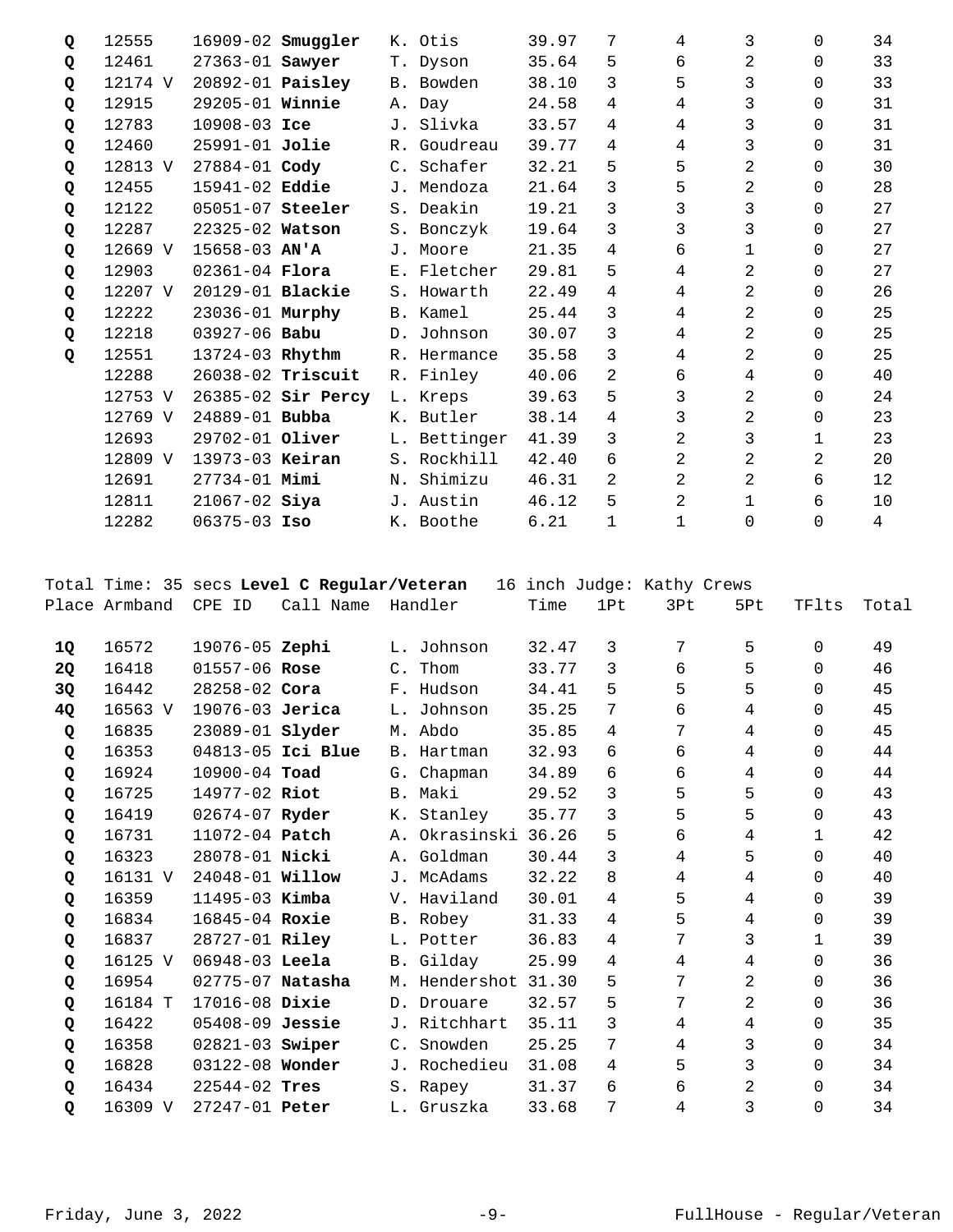| Place | Armband | CPE ID | Call Name | Handler | Time | 1Pt | 3Pt | 5Pt | TFlts | Total |
|---|---|---|---|---|---|---|---|---|---|---|
| Q | 12555 | 16909-02 | **Smuggler** | K. Otis | 39.97 | 7 | 4 | 3 | 0 | 34 |
| Q | 12461 | 27363-01 | **Sawyer** | T. Dyson | 35.64 | 5 | 6 | 2 | 0 | 33 |
| Q | 12174 V | 20892-01 | **Paisley** | B. Bowden | 38.10 | 3 | 5 | 3 | 0 | 33 |
| Q | 12915 | 29205-01 | **Winnie** | A. Day | 24.58 | 4 | 4 | 3 | 0 | 31 |
| Q | 12783 | 10908-03 | **Ice** | J. Slivka | 33.57 | 4 | 4 | 3 | 0 | 31 |
| Q | 12460 | 25991-01 | **Jolie** | R. Goudreau | 39.77 | 4 | 4 | 3 | 0 | 31 |
| Q | 12813 V | 27884-01 | **Cody** | C. Schafer | 32.21 | 5 | 5 | 2 | 0 | 30 |
| Q | 12455 | 15941-02 | **Eddie** | J. Mendoza | 21.64 | 3 | 5 | 2 | 0 | 28 |
| Q | 12122 | 05051-07 | **Steeler** | S. Deakin | 19.21 | 3 | 3 | 3 | 0 | 27 |
| Q | 12287 | 22325-02 | **Watson** | S. Bonczyk | 19.64 | 3 | 3 | 3 | 0 | 27 |
| Q | 12669 V | 15658-03 | **AN'A** | J. Moore | 21.35 | 4 | 6 | 1 | 0 | 27 |
| Q | 12903 | 02361-04 | **Flora** | E. Fletcher | 29.81 | 5 | 4 | 2 | 0 | 27 |
| Q | 12207 V | 20129-01 | **Blackie** | S. Howarth | 22.49 | 4 | 4 | 2 | 0 | 26 |
| Q | 12222 | 23036-01 | **Murphy** | B. Kamel | 25.44 | 3 | 4 | 2 | 0 | 25 |
| Q | 12218 | 03927-06 | **Babu** | D. Johnson | 30.07 | 3 | 4 | 2 | 0 | 25 |
| Q | 12551 | 13724-03 | **Rhythm** | R. Hermance | 35.58 | 3 | 4 | 2 | 0 | 25 |
| | 12288 | 26038-02 | **Triscuit** | R. Finley | 40.06 | 2 | 6 | 4 | 0 | 40 |
| | 12753 V | 26385-02 | **Sir Percy** | L. Kreps | 39.63 | 5 | 3 | 2 | 0 | 24 |
| | 12769 V | 24889-01 | **Bubba** | K. Butler | 38.14 | 4 | 3 | 2 | 0 | 23 |
| | 12693 | 29702-01 | **Oliver** | L. Bettinger | 41.39 | 3 | 2 | 3 | 1 | 23 |
| | 12809 V | 13973-03 | **Keiran** | S. Rockhill | 42.40 | 6 | 2 | 2 | 2 | 20 |
| | 12691 | 27734-01 | **Mimi** | N. Shimizu | 46.31 | 2 | 2 | 2 | 6 | 12 |
| | 12811 | 21067-02 | **Siya** | J. Austin | 46.12 | 5 | 2 | 1 | 6 | 10 |
| | 12282 | 06375-03 | **Iso** | K. Boothe | 6.21 | 1 | 1 | 0 | 0 | 4 |

Total Time: 35 secs **Level C Regular/Veteran** 16 inch Judge: Kathy Crews

| Place | Armband | CPE ID | Call Name | Handler | Time | 1Pt | 3Pt | 5Pt | TFlts | Total |
|---|---|---|---|---|---|---|---|---|---|---|
| 1Q | 16572 | 19076-05 | **Zephi** | L. Johnson | 32.47 | 3 | 7 | 5 | 0 | 49 |
| 2Q | 16418 | 01557-06 | **Rose** | C. Thom | 33.77 | 3 | 6 | 5 | 0 | 46 |
| 3Q | 16442 | 28258-02 | **Cora** | F. Hudson | 34.41 | 5 | 5 | 5 | 0 | 45 |
| 4Q | 16563 V | 19076-03 | **Jerica** | L. Johnson | 35.25 | 7 | 6 | 4 | 0 | 45 |
| Q | 16835 | 23089-01 | **Slyder** | M. Abdo | 35.85 | 4 | 7 | 4 | 0 | 45 |
| Q | 16353 | 04813-05 | **Ici Blue** | B. Hartman | 32.93 | 6 | 6 | 4 | 0 | 44 |
| Q | 16924 | 10900-04 | **Toad** | G. Chapman | 34.89 | 6 | 6 | 4 | 0 | 44 |
| Q | 16725 | 14977-02 | **Riot** | B. Maki | 29.52 | 3 | 5 | 5 | 0 | 43 |
| Q | 16419 | 02674-07 | **Ryder** | K. Stanley | 35.77 | 3 | 5 | 5 | 0 | 43 |
| Q | 16731 | 11072-04 | **Patch** | A. Okrasinski | 36.26 | 5 | 6 | 4 | 1 | 42 |
| Q | 16323 | 28078-01 | **Nicki** | A. Goldman | 30.44 | 3 | 4 | 5 | 0 | 40 |
| Q | 16131 V | 24048-01 | **Willow** | J. McAdams | 32.22 | 8 | 4 | 4 | 0 | 40 |
| Q | 16359 | 11495-03 | **Kimba** | V. Haviland | 30.01 | 4 | 5 | 4 | 0 | 39 |
| Q | 16834 | 16845-04 | **Roxie** | B. Robey | 31.33 | 4 | 5 | 4 | 0 | 39 |
| Q | 16837 | 28727-01 | **Riley** | L. Potter | 36.83 | 4 | 7 | 3 | 1 | 39 |
| Q | 16125 V | 06948-03 | **Leela** | B. Gilday | 25.99 | 4 | 4 | 4 | 0 | 36 |
| Q | 16954 | 02775-07 | **Natasha** | M. Hendershot | 31.30 | 5 | 7 | 2 | 0 | 36 |
| Q | 16184 T | 17016-08 | **Dixie** | D. Drouare | 32.57 | 5 | 7 | 2 | 0 | 36 |
| Q | 16422 | 05408-09 | **Jessie** | J. Ritchhart | 35.11 | 3 | 4 | 4 | 0 | 35 |
| Q | 16358 | 02821-03 | **Swiper** | C. Snowden | 25.25 | 7 | 4 | 3 | 0 | 34 |
| Q | 16828 | 03122-08 | **Wonder** | J. Rochedieu | 31.08 | 4 | 5 | 3 | 0 | 34 |
| Q | 16434 | 22544-02 | **Tres** | S. Rapey | 31.37 | 6 | 6 | 2 | 0 | 34 |
| Q | 16309 V | 27247-01 | **Peter** | L. Gruszka | 33.68 | 7 | 4 | 3 | 0 | 34 |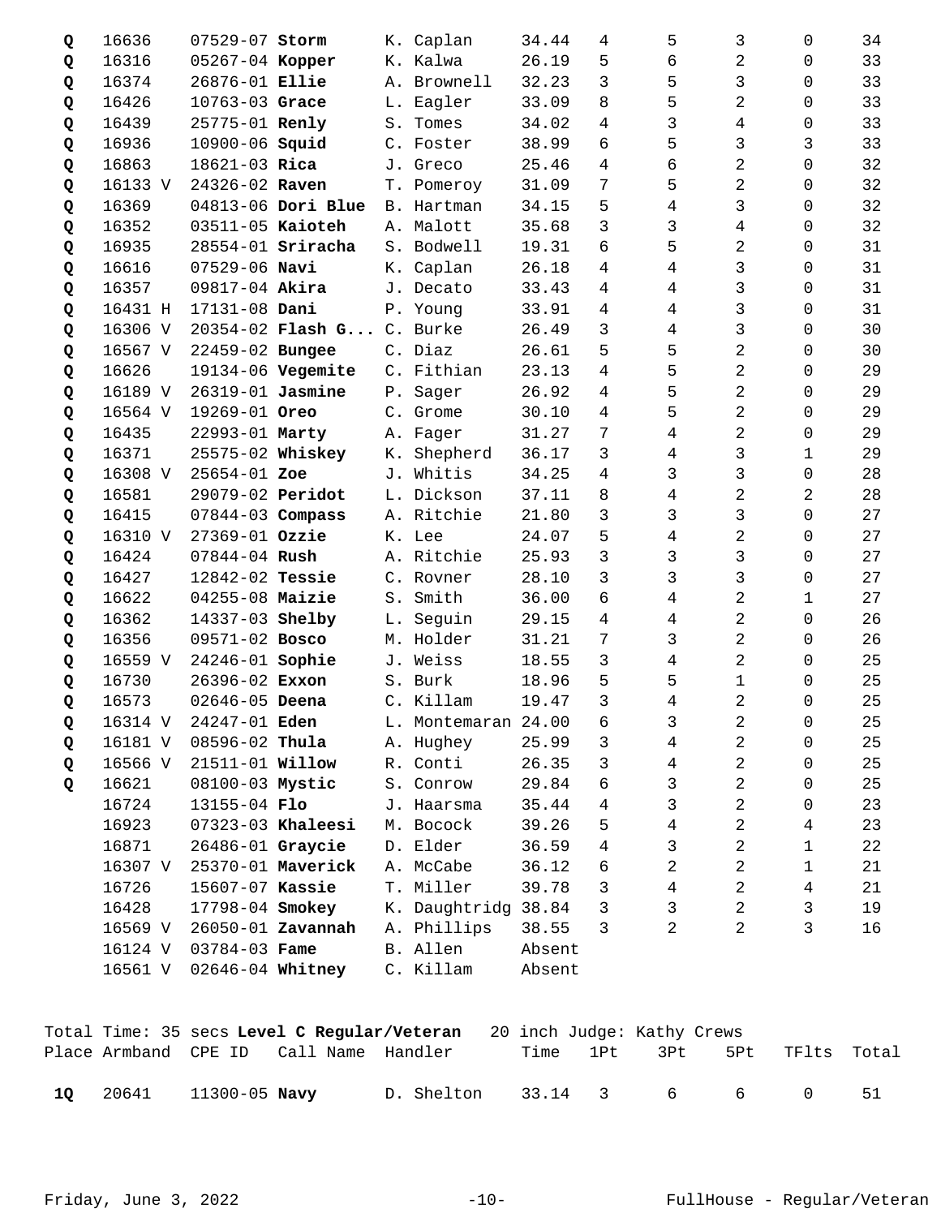| Place | Armband | CPE ID | Call Name | Handler | Time | 1Pt | 3Pt | 5Pt | TFlts | Total |
|---|---|---|---|---|---|---|---|---|---|---|
| Q | 16636 | 07529-07 | **Storm** | K. Caplan | 34.44 | 4 | 5 | 3 | 0 | 34 |
| Q | 16316 | 05267-04 | **Kopper** | K. Kalwa | 26.19 | 5 | 6 | 2 | 0 | 33 |
| Q | 16374 | 26876-01 | **Ellie** | A. Brownell | 32.23 | 3 | 5 | 3 | 0 | 33 |
| Q | 16426 | 10763-03 | **Grace** | L. Eagler | 33.09 | 8 | 5 | 2 | 0 | 33 |
| Q | 16439 | 25775-01 | **Renly** | S. Tomes | 34.02 | 4 | 3 | 4 | 0 | 33 |
| Q | 16936 | 10900-06 | **Squid** | C. Foster | 38.99 | 6 | 5 | 3 | 3 | 33 |
| Q | 16863 | 18621-03 | **Rica** | J. Greco | 25.46 | 4 | 6 | 2 | 0 | 32 |
| Q | 16133 V | 24326-02 | **Raven** | T. Pomeroy | 31.09 | 7 | 5 | 2 | 0 | 32 |
| Q | 16369 | 04813-06 | **Dori Blue** | B. Hartman | 34.15 | 5 | 4 | 3 | 0 | 32 |
| Q | 16352 | 03511-05 | **Kaioteh** | A. Malott | 35.68 | 3 | 3 | 4 | 0 | 32 |
| Q | 16935 | 28554-01 | **Sriracha** | S. Bodwell | 19.31 | 6 | 5 | 2 | 0 | 31 |
| Q | 16616 | 07529-06 | **Navi** | K. Caplan | 26.18 | 4 | 4 | 3 | 0 | 31 |
| Q | 16357 | 09817-04 | **Akira** | J. Decato | 33.43 | 4 | 4 | 3 | 0 | 31 |
| Q | 16431 H | 17131-08 | **Dani** | P. Young | 33.91 | 4 | 4 | 3 | 0 | 31 |
| Q | 16306 V | 20354-02 | **Flash G...** | C. Burke | 26.49 | 3 | 4 | 3 | 0 | 30 |
| Q | 16567 V | 22459-02 | **Bungee** | C. Diaz | 26.61 | 5 | 5 | 2 | 0 | 30 |
| Q | 16626 | 19134-06 | **Vegemite** | C. Fithian | 23.13 | 4 | 5 | 2 | 0 | 29 |
| Q | 16189 V | 26319-01 | **Jasmine** | P. Sager | 26.92 | 4 | 5 | 2 | 0 | 29 |
| Q | 16564 V | 19269-01 | **Oreo** | C. Grome | 30.10 | 4 | 5 | 2 | 0 | 29 |
| Q | 16435 | 22993-01 | **Marty** | A. Fager | 31.27 | 7 | 4 | 2 | 0 | 29 |
| Q | 16371 | 25575-02 | **Whiskey** | K. Shepherd | 36.17 | 3 | 4 | 3 | 1 | 29 |
| Q | 16308 V | 25654-01 | **Zoe** | J. Whitis | 34.25 | 4 | 3 | 3 | 0 | 28 |
| Q | 16581 | 29079-02 | **Peridot** | L. Dickson | 37.11 | 8 | 4 | 2 | 2 | 28 |
| Q | 16415 | 07844-03 | **Compass** | A. Ritchie | 21.80 | 3 | 3 | 3 | 0 | 27 |
| Q | 16310 V | 27369-01 | **Ozzie** | K. Lee | 24.07 | 5 | 4 | 2 | 0 | 27 |
| Q | 16424 | 07844-04 | **Rush** | A. Ritchie | 25.93 | 3 | 3 | 3 | 0 | 27 |
| Q | 16427 | 12842-02 | **Tessie** | C. Rovner | 28.10 | 3 | 3 | 3 | 0 | 27 |
| Q | 16622 | 04255-08 | **Maizie** | S. Smith | 36.00 | 6 | 4 | 2 | 1 | 27 |
| Q | 16362 | 14337-03 | **Shelby** | L. Seguin | 29.15 | 4 | 4 | 2 | 0 | 26 |
| Q | 16356 | 09571-02 | **Bosco** | M. Holder | 31.21 | 7 | 3 | 2 | 0 | 26 |
| Q | 16559 V | 24246-01 | **Sophie** | J. Weiss | 18.55 | 3 | 4 | 2 | 0 | 25 |
| Q | 16730 | 26396-02 | **Exxon** | S. Burk | 18.96 | 5 | 5 | 1 | 0 | 25 |
| Q | 16573 | 02646-05 | **Deena** | C. Killam | 19.47 | 3 | 4 | 2 | 0 | 25 |
| Q | 16314 V | 24247-01 | **Eden** | L. Montemaran | 24.00 | 6 | 3 | 2 | 0 | 25 |
| Q | 16181 V | 08596-02 | **Thula** | A. Hughey | 25.99 | 3 | 4 | 2 | 0 | 25 |
| Q | 16566 V | 21511-01 | **Willow** | R. Conti | 26.35 | 3 | 4 | 2 | 0 | 25 |
| Q | 16621 | 08100-03 | **Mystic** | S. Conrow | 29.84 | 6 | 3 | 2 | 0 | 25 |
| | 16724 | 13155-04 | **Flo** | J. Haarsma | 35.44 | 4 | 3 | 2 | 0 | 23 |
| | 16923 | 07323-03 | **Khaleesi** | M. Bocock | 39.26 | 5 | 4 | 2 | 4 | 23 |
| | 16871 | 26486-01 | **Graycie** | D. Elder | 36.59 | 4 | 3 | 2 | 1 | 22 |
| | 16307 V | 25370-01 | **Maverick** | A. McCabe | 36.12 | 6 | 2 | 2 | 1 | 21 |
| | 16726 | 15607-07 | **Kassie** | T. Miller | 39.78 | 3 | 4 | 2 | 4 | 21 |
| | 16428 | 17798-04 | **Smokey** | K. Daughtridg | 38.84 | 3 | 3 | 2 | 3 | 19 |
| | 16569 V | 26050-01 | **Zavannah** | A. Phillips | 38.55 | 3 | 2 | 2 | 3 | 16 |
| | 16124 V | 03784-03 | **Fame** | B. Allen | Absent | | | | | |
| | 16561 V | 02646-04 | **Whitney** | C. Killam | Absent | | | | | |

Total Time: 35 secs **Level C Regular/Veteran** 20 inch Judge: Kathy Crews

| Place | Armband | CPE ID | Call Name | Handler | Time | 1Pt | 3Pt | 5Pt | TFlts | Total |
|---|---|---|---|---|---|---|---|---|---|---|
| **1Q** | 20641 | 11300-05 | **Navy** | D. Shelton | 33.14 | 3 | 6 | 6 | 0 | 51 |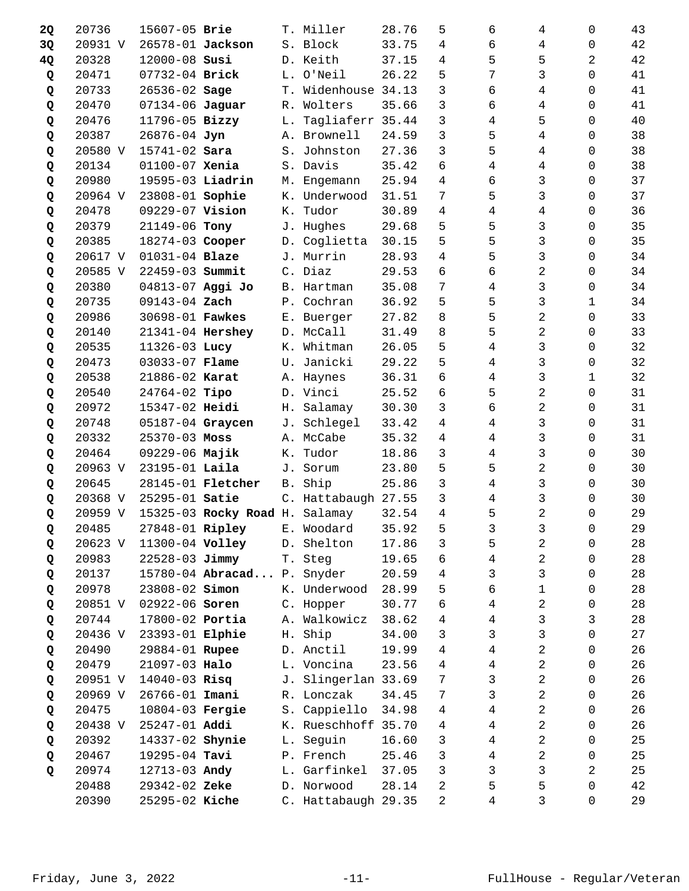| | | | | | | | | | |
|---|---|---|---|---|---|---|---|---|---|
| **2Q** | 20736 | 15607-05 **Brie** | T. Miller | 28.76 | 5 | 6 | 4 | 0 | 43 |
| **3Q** | 20931 V | 26578-01 **Jackson** | S. Block | 33.75 | 4 | 6 | 4 | 0 | 42 |
| **4Q** | 20328 | 12000-08 **Susi** | D. Keith | 37.15 | 4 | 5 | 5 | 2 | 42 |
| **Q** | 20471 | 07732-04 **Brick** | L. O'Neil | 26.22 | 5 | 7 | 3 | 0 | 41 |
| **Q** | 20733 | 26536-02 **Sage** | T. Widenhouse | 34.13 | 3 | 6 | 4 | 0 | 41 |
| **Q** | 20470 | 07134-06 **Jaguar** | R. Wolters | 35.66 | 3 | 6 | 4 | 0 | 41 |
| **Q** | 20476 | 11796-05 **Bizzy** | L. Tagliaferr | 35.44 | 3 | 4 | 5 | 0 | 40 |
| **Q** | 20387 | 26876-04 **Jyn** | A. Brownell | 24.59 | 3 | 5 | 4 | 0 | 38 |
| **Q** | 20580 V | 15741-02 **Sara** | S. Johnston | 27.36 | 3 | 5 | 4 | 0 | 38 |
| **Q** | 20134 | 01100-07 **Xenia** | S. Davis | 35.42 | 6 | 4 | 4 | 0 | 38 |
| **Q** | 20980 | 19595-03 **Liadrin** | M. Engemann | 25.94 | 4 | 6 | 3 | 0 | 37 |
| **Q** | 20964 V | 23808-01 **Sophie** | K. Underwood | 31.51 | 7 | 5 | 3 | 0 | 37 |
| **Q** | 20478 | 09229-07 **Vision** | K. Tudor | 30.89 | 4 | 4 | 4 | 0 | 36 |
| **Q** | 20379 | 21149-06 **Tony** | J. Hughes | 29.68 | 5 | 5 | 3 | 0 | 35 |
| **Q** | 20385 | 18274-03 **Cooper** | D. Coglietta | 30.15 | 5 | 5 | 3 | 0 | 35 |
| **Q** | 20617 V | 01031-04 **Blaze** | J. Murrin | 28.93 | 4 | 5 | 3 | 0 | 34 |
| **Q** | 20585 V | 22459-03 **Summit** | C. Diaz | 29.53 | 6 | 6 | 2 | 0 | 34 |
| **Q** | 20380 | 04813-07 **Aggi Jo** | B. Hartman | 35.08 | 7 | 4 | 3 | 0 | 34 |
| **Q** | 20735 | 09143-04 **Zach** | P. Cochran | 36.92 | 5 | 5 | 3 | 1 | 34 |
| **Q** | 20986 | 30698-01 **Fawkes** | E. Buerger | 27.82 | 8 | 5 | 2 | 0 | 33 |
| **Q** | 20140 | 21341-04 **Hershey** | D. McCall | 31.49 | 8 | 5 | 2 | 0 | 33 |
| **Q** | 20535 | 11326-03 **Lucy** | K. Whitman | 26.05 | 5 | 4 | 3 | 0 | 32 |
| **Q** | 20473 | 03033-07 **Flame** | U. Janicki | 29.22 | 5 | 4 | 3 | 0 | 32 |
| **Q** | 20538 | 21886-02 **Karat** | A. Haynes | 36.31 | 6 | 4 | 3 | 1 | 32 |
| **Q** | 20540 | 24764-02 **Tipo** | D. Vinci | 25.52 | 6 | 5 | 2 | 0 | 31 |
| **Q** | 20972 | 15347-02 **Heidi** | H. Salamay | 30.30 | 3 | 6 | 2 | 0 | 31 |
| **Q** | 20748 | 05187-04 **Graycen** | J. Schlegel | 33.42 | 4 | 4 | 3 | 0 | 31 |
| **Q** | 20332 | 25370-03 **Moss** | A. McCabe | 35.32 | 4 | 4 | 3 | 0 | 31 |
| **Q** | 20464 | 09229-06 **Majik** | K. Tudor | 18.86 | 3 | 4 | 3 | 0 | 30 |
| **Q** | 20963 V | 23195-01 **Laila** | J. Sorum | 23.80 | 5 | 5 | 2 | 0 | 30 |
| **Q** | 20645 | 28145-01 **Fletcher** | B. Ship | 25.86 | 3 | 4 | 3 | 0 | 30 |
| **Q** | 20368 V | 25295-01 **Satie** | C. Hattabaugh | 27.55 | 3 | 4 | 3 | 0 | 30 |
| **Q** | 20959 V | 15325-03 **Rocky Road** | H. Salamay | 32.54 | 4 | 5 | 2 | 0 | 29 |
| **Q** | 20485 | 27848-01 **Ripley** | E. Woodard | 35.92 | 5 | 3 | 3 | 0 | 29 |
| **Q** | 20623 V | 11300-04 **Volley** | D. Shelton | 17.86 | 3 | 5 | 2 | 0 | 28 |
| **Q** | 20983 | 22528-03 **Jimmy** | T. Steg | 19.65 | 6 | 4 | 2 | 0 | 28 |
| **Q** | 20137 | 15780-04 **Abracad...** | P. Snyder | 20.59 | 4 | 3 | 3 | 0 | 28 |
| **Q** | 20978 | 23808-02 **Simon** | K. Underwood | 28.99 | 5 | 6 | 1 | 0 | 28 |
| **Q** | 20851 V | 02922-06 **Soren** | C. Hopper | 30.77 | 6 | 4 | 2 | 0 | 28 |
| **Q** | 20744 | 17800-02 **Portia** | A. Walkowicz | 38.62 | 4 | 4 | 3 | 3 | 28 |
| **Q** | 20436 V | 23393-01 **Elphie** | H. Ship | 34.00 | 3 | 3 | 3 | 0 | 27 |
| **Q** | 20490 | 29884-01 **Rupee** | D. Anctil | 19.99 | 4 | 4 | 2 | 0 | 26 |
| **Q** | 20479 | 21097-03 **Halo** | L. Voncina | 23.56 | 4 | 4 | 2 | 0 | 26 |
| **Q** | 20951 V | 14040-03 **Risq** | J. Slingerlan | 33.69 | 7 | 3 | 2 | 0 | 26 |
| **Q** | 20969 V | 26766-01 **Imani** | R. Lonczak | 34.45 | 7 | 3 | 2 | 0 | 26 |
| **Q** | 20475 | 10804-03 **Fergie** | S. Cappiello | 34.98 | 4 | 4 | 2 | 0 | 26 |
| **Q** | 20438 V | 25247-01 **Addi** | K. Rueschhoff | 35.70 | 4 | 4 | 2 | 0 | 26 |
| **Q** | 20392 | 14337-02 **Shynie** | L. Seguin | 16.60 | 3 | 4 | 2 | 0 | 25 |
| **Q** | 20467 | 19295-04 **Tavi** | P. French | 25.46 | 3 | 4 | 2 | 0 | 25 |
| **Q** | 20974 | 12713-03 **Andy** | L. Garfinkel | 37.05 | 3 | 3 | 3 | 2 | 25 |
| | 20488 | 29342-02 **Zeke** | D. Norwood | 28.14 | 2 | 5 | 5 | 0 | 42 |
| | 20390 | 25295-02 **Kiche** | C. Hattabaugh | 29.35 | 2 | 4 | 3 | 0 | 29 |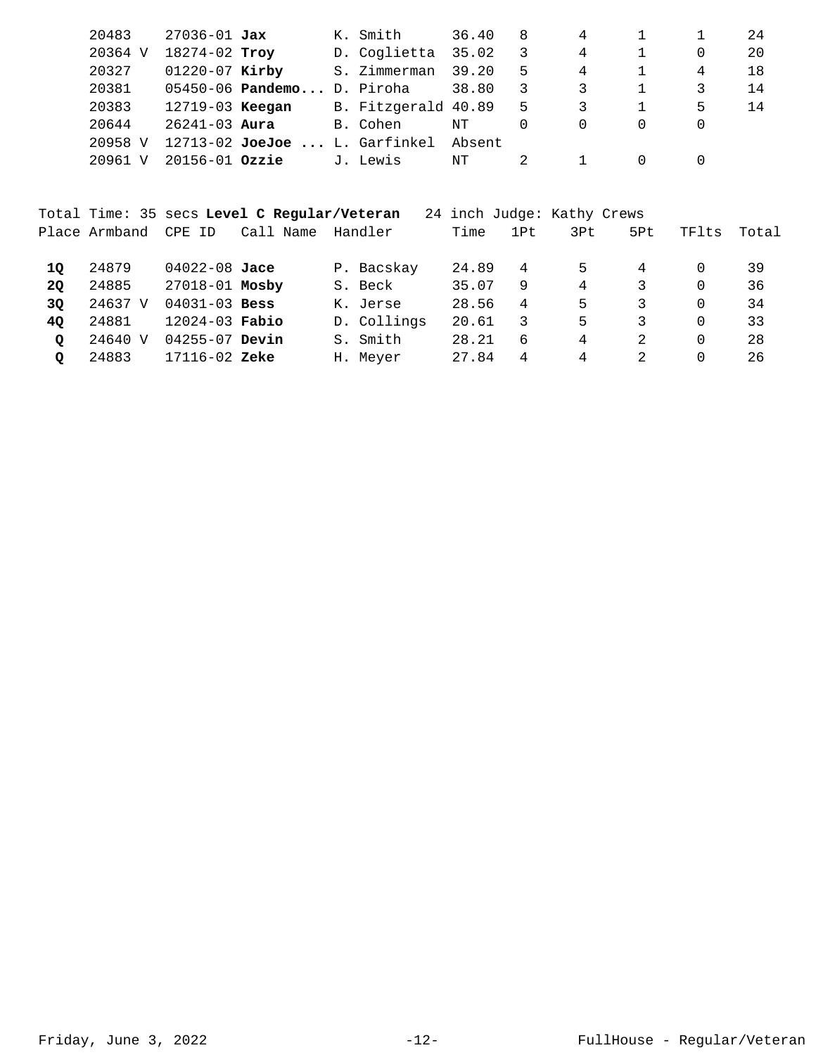| Place | Armband | CPE ID | Call Name | Handler | Time | 1Pt | 3Pt | 5Pt | TFlts | Total |
|---|---|---|---|---|---|---|---|---|---|---|
| | 20483 | 27036-01 | **Jax** | K. Smith | 36.40 | 8 | 4 | 1 | 1 | 24 |
| | 20364 V | 18274-02 | **Troy** | D. Coglietta | 35.02 | 3 | 4 | 1 | 0 | 20 |
| | 20327 | 01220-07 | **Kirby** | S. Zimmerman | 39.20 | 5 | 4 | 1 | 4 | 18 |
| | 20381 | 05450-06 | **Pandemo...** | D. Piroha | 38.80 | 3 | 3 | 1 | 3 | 14 |
| | 20383 | 12719-03 | **Keegan** | B. Fitzgerald | 40.89 | 5 | 3 | 1 | 5 | 14 |
| | 20644 | 26241-03 | **Aura** | B. Cohen | NT | 0 | 0 | 0 | 0 | |
| | 20958 V | 12713-02 | **JoeJoe ...** | L. Garfinkel | Absent | | | | | |
| | 20961 V | 20156-01 | **Ozzie** | J. Lewis | NT | 2 | 1 | 0 | 0 | |

Total Time: 35 secs **Level C Regular/Veteran** 24 inch Judge: Kathy Crews

| Place | Armband | CPE ID | Call Name | Handler | Time | 1Pt | 3Pt | 5Pt | TFlts | Total |
|---|---|---|---|---|---|---|---|---|---|---|
| **1Q** | 24879 | 04022-08 | **Jace** | P. Bacskay | 24.89 | 4 | 5 | 4 | 0 | 39 |
| **2Q** | 24885 | 27018-01 | **Mosby** | S. Beck | 35.07 | 9 | 4 | 3 | 0 | 36 |
| **3Q** | 24637 V | 04031-03 | **Bess** | K. Jerse | 28.56 | 4 | 5 | 3 | 0 | 34 |
| **4Q** | 24881 | 12024-03 | **Fabio** | D. Collings | 20.61 | 3 | 5 | 3 | 0 | 33 |
| **Q** | 24640 V | 04255-07 | **Devin** | S. Smith | 28.21 | 6 | 4 | 2 | 0 | 28 |
| **Q** | 24883 | 17116-02 | **Zeke** | H. Meyer | 27.84 | 4 | 4 | 2 | 0 | 26 |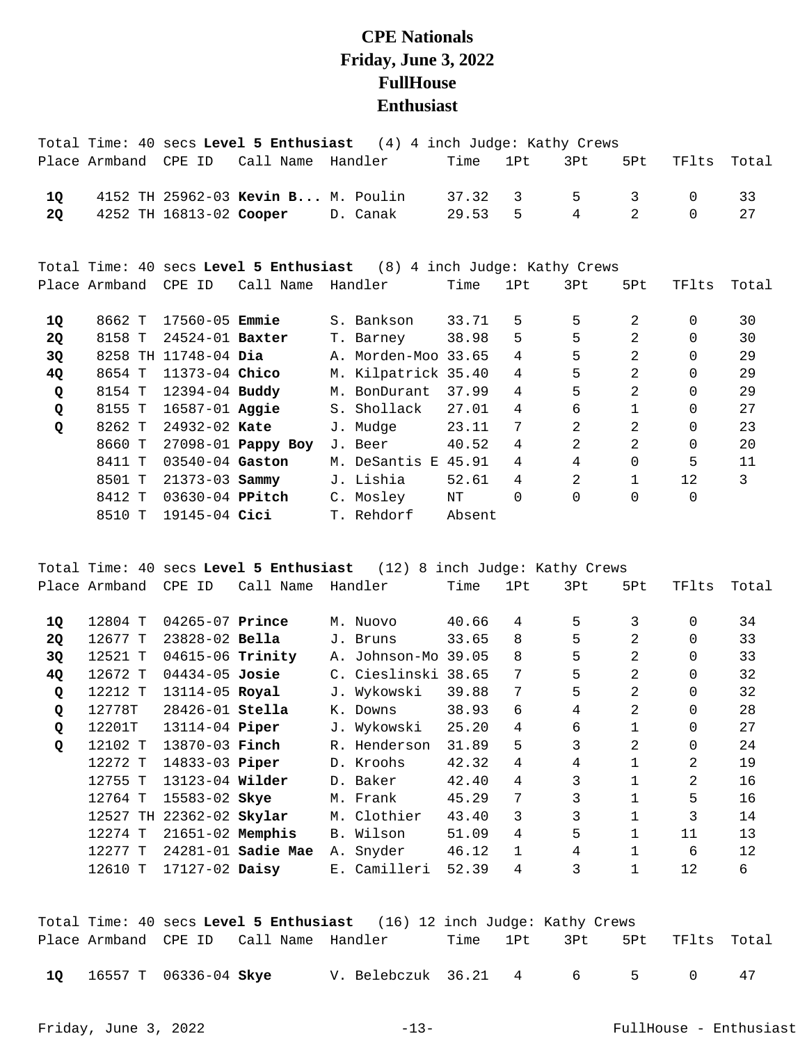# CPE Nationals
# Friday, June 3, 2022
# FullHouse
# Enthusiast

Total Time: 40 secs **Level 5 Enthusiast** (4) 4 inch Judge: Kathy Crews

| Place | Armband | CPE ID | Call Name | Handler | Time | 1Pt | 3Pt | 5Pt | TFlts | Total |
|---|---|---|---|---|---|---|---|---|---|---|
| 1Q | 4152 TH | 25962-03 | **Kevin B...** | M. Poulin | 37.32 | 3 | 5 | 3 | 0 | 33 |
| 2Q | 4252 TH | 16813-02 | **Cooper** | D. Canak | 29.53 | 5 | 4 | 2 | 0 | 27 |

Total Time: 40 secs **Level 5 Enthusiast** (8) 4 inch Judge: Kathy Crews

| Place | Armband | CPE ID | Call Name | Handler | Time | 1Pt | 3Pt | 5Pt | TFlts | Total |
|---|---|---|---|---|---|---|---|---|---|---|
| 1Q | 8662 T | 17560-05 | **Emmie** | S. Bankson | 33.71 | 5 | 5 | 2 | 0 | 30 |
| 2Q | 8158 T | 24524-01 | **Baxter** | T. Barney | 38.98 | 5 | 5 | 2 | 0 | 30 |
| 3Q | 8258 TH | 11748-04 | **Dia** | A. Morden-Moo | 33.65 | 4 | 5 | 2 | 0 | 29 |
| 4Q | 8654 T | 11373-04 | **Chico** | M. Kilpatrick | 35.40 | 4 | 5 | 2 | 0 | 29 |
| Q | 8154 T | 12394-04 | **Buddy** | M. BonDurant | 37.99 | 4 | 5 | 2 | 0 | 29 |
| Q | 8155 T | 16587-01 | **Aggie** | S. Shollack | 27.01 | 4 | 6 | 1 | 0 | 27 |
| Q | 8262 T | 24932-02 | **Kate** | J. Mudge | 23.11 | 7 | 2 | 2 | 0 | 23 |
| | 8660 T | 27098-01 | **Pappy Boy** | J. Beer | 40.52 | 4 | 2 | 2 | 0 | 20 |
| | 8411 T | 03540-04 | **Gaston** | M. DeSantis E | 45.91 | 4 | 4 | 0 | 5 | 11 |
| | 8501 T | 21373-03 | **Sammy** | J. Lishia | 52.61 | 4 | 2 | 1 | 12 | 3 |
| | 8412 T | 03630-04 | **PPitch** | C. Mosley | NT | 0 | 0 | 0 | 0 | |
| | 8510 T | 19145-04 | **Cici** | T. Rehdorf | Absent | | | | | |

Total Time: 40 secs **Level 5 Enthusiast** (12) 8 inch Judge: Kathy Crews

| Place | Armband | CPE ID | Call Name | Handler | Time | 1Pt | 3Pt | 5Pt | TFlts | Total |
|---|---|---|---|---|---|---|---|---|---|---|
| 1Q | 12804 T | 04265-07 | **Prince** | M. Nuovo | 40.66 | 4 | 5 | 3 | 0 | 34 |
| 2Q | 12677 T | 23828-02 | **Bella** | J. Bruns | 33.65 | 8 | 5 | 2 | 0 | 33 |
| 3Q | 12521 T | 04615-06 | **Trinity** | A. Johnson-Mo | 39.05 | 8 | 5 | 2 | 0 | 33 |
| 4Q | 12672 T | 04434-05 | **Josie** | C. Cieslinski | 38.65 | 7 | 5 | 2 | 0 | 32 |
| Q | 12212 T | 13114-05 | **Royal** | J. Wykowski | 39.88 | 7 | 5 | 2 | 0 | 32 |
| Q | 12778T | 28426-01 | **Stella** | K. Downs | 38.93 | 6 | 4 | 2 | 0 | 28 |
| Q | 12201T | 13114-04 | **Piper** | J. Wykowski | 25.20 | 4 | 6 | 1 | 0 | 27 |
| Q | 12102 T | 13870-03 | **Finch** | R. Henderson | 31.89 | 5 | 3 | 2 | 0 | 24 |
| | 12272 T | 14833-03 | **Piper** | D. Kroohs | 42.32 | 4 | 4 | 1 | 2 | 19 |
| | 12755 T | 13123-04 | **Wilder** | D. Baker | 42.40 | 4 | 3 | 1 | 2 | 16 |
| | 12764 T | 15583-02 | **Skye** | M. Frank | 45.29 | 7 | 3 | 1 | 5 | 16 |
| | 12527 TH | 22362-02 | **Skylar** | M. Clothier | 43.40 | 3 | 3 | 1 | 3 | 14 |
| | 12274 T | 21651-02 | **Memphis** | B. Wilson | 51.09 | 4 | 5 | 1 | 11 | 13 |
| | 12277 T | 24281-01 | **Sadie Mae** | A. Snyder | 46.12 | 1 | 4 | 1 | 6 | 12 |
| | 12610 T | 17127-02 | **Daisy** | E. Camilleri | 52.39 | 4 | 3 | 1 | 12 | 6 |

Total Time: 40 secs **Level 5 Enthusiast** (16) 12 inch Judge: Kathy Crews

| Place | Armband | CPE ID | Call Name | Handler | Time | 1Pt | 3Pt | 5Pt | TFlts | Total |
|---|---|---|---|---|---|---|---|---|---|---|
| 1Q | 16557 T | 06336-04 | **Skye** | V. Belebczuk | 36.21 | 4 | 6 | 5 | 0 | 47 |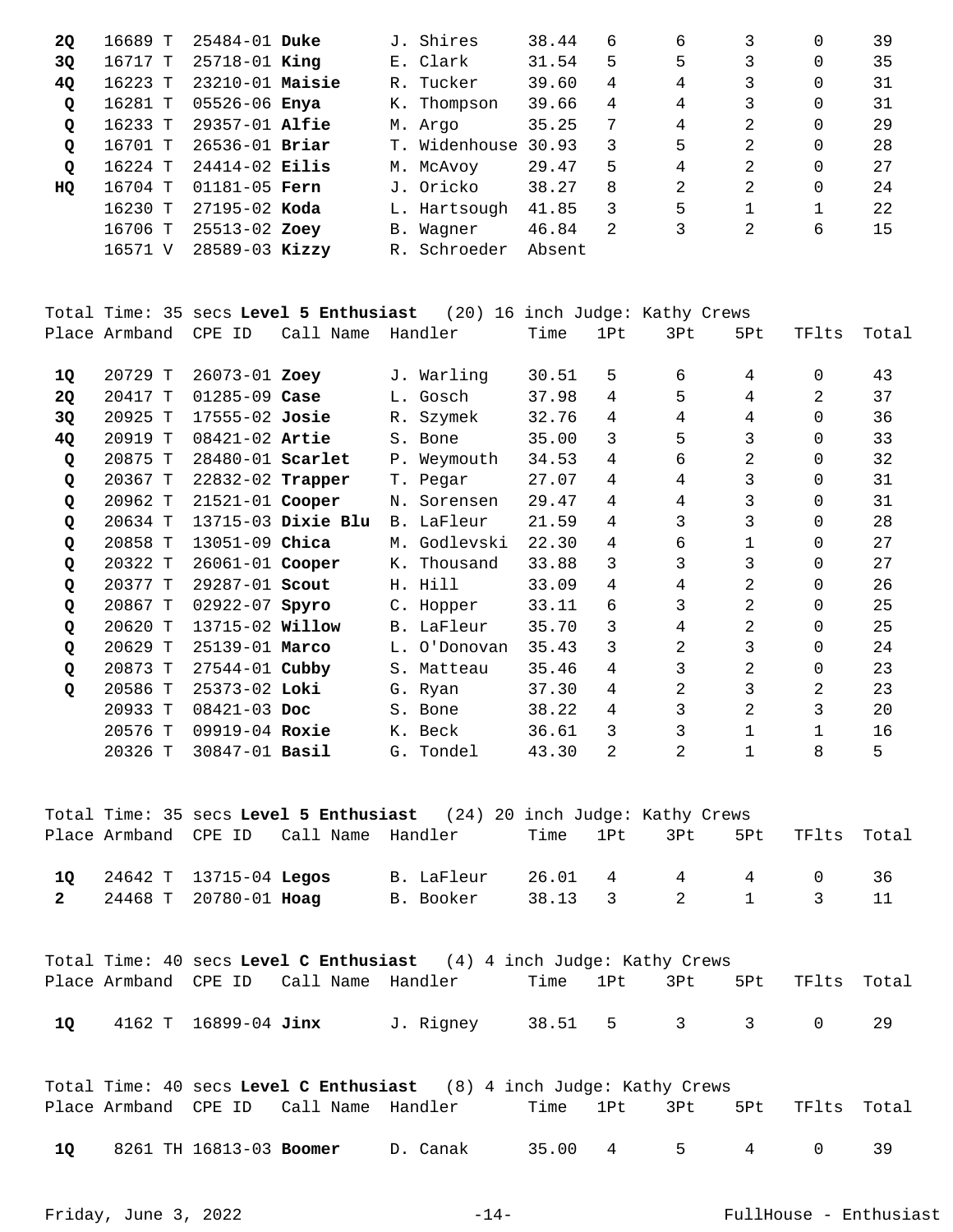| Place | Armband | CPE ID | Call Name | Handler | Time | 1Pt | 3Pt | 5Pt | TFlts | Total |
|---|---|---|---|---|---|---|---|---|---|---|
| **2Q** | 16689 T | 25484-01 | **Duke** | J. Shires | 38.44 | 6 | 6 | 3 | 0 | 39 |
| **3Q** | 16717 T | 25718-01 | **King** | E. Clark | 31.54 | 5 | 5 | 3 | 0 | 35 |
| **4Q** | 16223 T | 23210-01 | **Maisie** | R. Tucker | 39.60 | 4 | 4 | 3 | 0 | 31 |
| **Q** | 16281 T | 05526-06 | **Enya** | K. Thompson | 39.66 | 4 | 4 | 3 | 0 | 31 |
| **Q** | 16233 T | 29357-01 | **Alfie** | M. Argo | 35.25 | 7 | 4 | 2 | 0 | 29 |
| **Q** | 16701 T | 26536-01 | **Briar** | T. Widenhouse | 30.93 | 3 | 5 | 2 | 0 | 28 |
| **Q** | 16224 T | 24414-02 | **Eilis** | M. McAvoy | 29.47 | 5 | 4 | 2 | 0 | 27 |
| **HQ** | 16704 T | 01181-05 | **Fern** | J. Oricko | 38.27 | 8 | 2 | 2 | 0 | 24 |
| | 16230 T | 27195-02 | **Koda** | L. Hartsough | 41.85 | 3 | 5 | 1 | 1 | 22 |
| | 16706 T | 25513-02 | **Zoey** | B. Wagner | 46.84 | 2 | 3 | 2 | 6 | 15 |
| | 16571 V | 28589-03 | **Kizzy** | R. Schroeder | Absent | | | | | |

Total Time: 35 secs **Level 5 Enthusiast** (20) 16 inch Judge: Kathy Crews

| Place | Armband | CPE ID | Call Name | Handler | Time | 1Pt | 3Pt | 5Pt | TFlts | Total |
|---|---|---|---|---|---|---|---|---|---|---|
| **1Q** | 20729 T | 26073-01 | **Zoey** | J. Warling | 30.51 | 5 | 6 | 4 | 0 | 43 |
| **2Q** | 20417 T | 01285-09 | **Case** | L. Gosch | 37.98 | 4 | 5 | 4 | 2 | 37 |
| **3Q** | 20925 T | 17555-02 | **Josie** | R. Szymek | 32.76 | 4 | 4 | 4 | 0 | 36 |
| **4Q** | 20919 T | 08421-02 | **Artie** | S. Bone | 35.00 | 3 | 5 | 3 | 0 | 33 |
| **Q** | 20875 T | 28480-01 | **Scarlet** | P. Weymouth | 34.53 | 4 | 6 | 2 | 0 | 32 |
| **Q** | 20367 T | 22832-02 | **Trapper** | T. Pegar | 27.07 | 4 | 4 | 3 | 0 | 31 |
| **Q** | 20962 T | 21521-01 | **Cooper** | N. Sorensen | 29.47 | 4 | 4 | 3 | 0 | 31 |
| **Q** | 20634 T | 13715-03 | **Dixie Blu** | B. LaFleur | 21.59 | 4 | 3 | 3 | 0 | 28 |
| **Q** | 20858 T | 13051-09 | **Chica** | M. Godlevski | 22.30 | 4 | 6 | 1 | 0 | 27 |
| **Q** | 20322 T | 26061-01 | **Cooper** | K. Thousand | 33.88 | 3 | 3 | 3 | 0 | 27 |
| **Q** | 20377 T | 29287-01 | **Scout** | H. Hill | 33.09 | 4 | 4 | 2 | 0 | 26 |
| **Q** | 20867 T | 02922-07 | **Spyro** | C. Hopper | 33.11 | 6 | 3 | 2 | 0 | 25 |
| **Q** | 20620 T | 13715-02 | **Willow** | B. LaFleur | 35.70 | 3 | 4 | 2 | 0 | 25 |
| **Q** | 20629 T | 25139-01 | **Marco** | L. O'Donovan | 35.43 | 3 | 2 | 3 | 0 | 24 |
| **Q** | 20873 T | 27544-01 | **Cubby** | S. Matteau | 35.46 | 4 | 3 | 2 | 0 | 23 |
| **Q** | 20586 T | 25373-02 | **Loki** | G. Ryan | 37.30 | 4 | 2 | 3 | 2 | 23 |
| | 20933 T | 08421-03 | **Doc** | S. Bone | 38.22 | 4 | 3 | 2 | 3 | 20 |
| | 20576 T | 09919-04 | **Roxie** | K. Beck | 36.61 | 3 | 3 | 1 | 1 | 16 |
| | 20326 T | 30847-01 | **Basil** | G. Tondel | 43.30 | 2 | 2 | 1 | 8 | 5 |

Total Time: 35 secs **Level 5 Enthusiast** (24) 20 inch Judge: Kathy Crews

| Place | Armband | CPE ID | Call Name | Handler | Time | 1Pt | 3Pt | 5Pt | TFlts | Total |
|---|---|---|---|---|---|---|---|---|---|---|
| **1Q** | 24642 T | 13715-04 | **Legos** | B. LaFleur | 26.01 | 4 | 4 | 4 | 0 | 36 |
| **2** | 24468 T | 20780-01 | **Hoag** | B. Booker | 38.13 | 3 | 2 | 1 | 3 | 11 |

Total Time: 40 secs **Level C Enthusiast** (4) 4 inch Judge: Kathy Crews

| Place | Armband | CPE ID | Call Name | Handler | Time | 1Pt | 3Pt | 5Pt | TFlts | Total |
|---|---|---|---|---|---|---|---|---|---|---|
| **1Q** | 4162 T | 16899-04 | **Jinx** | J. Rigney | 38.51 | 5 | 3 | 3 | 0 | 29 |

Total Time: 40 secs **Level C Enthusiast** (8) 4 inch Judge: Kathy Crews

| Place | Armband | CPE ID | Call Name | Handler | Time | 1Pt | 3Pt | 5Pt | TFlts | Total |
|---|---|---|---|---|---|---|---|---|---|---|
| **1Q** | 8261 TH | 16813-03 | **Boomer** | D. Canak | 35.00 | 4 | 5 | 4 | 0 | 39 |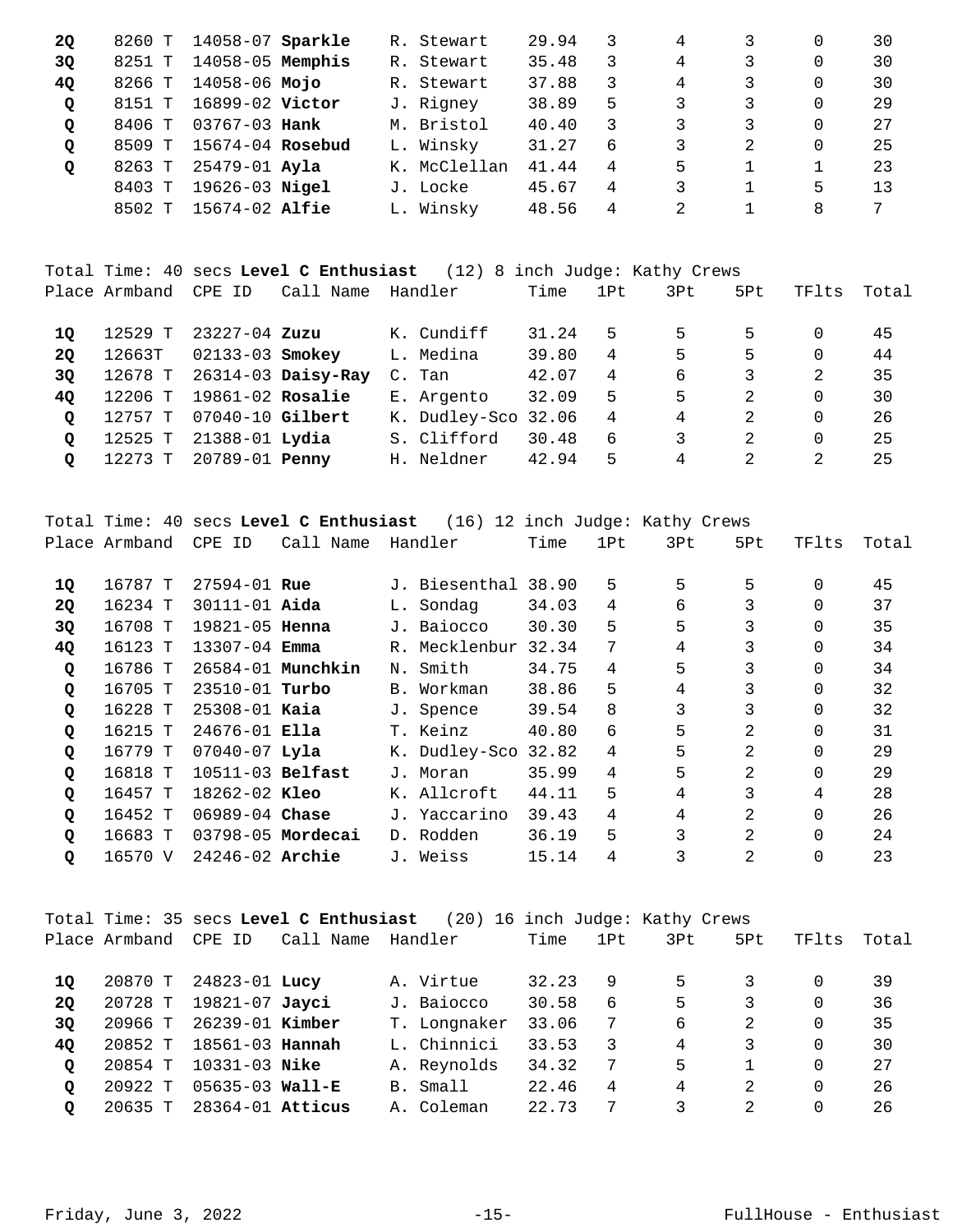| Place | Armband | CPE ID | Call Name | Handler | Time | 1Pt | 3Pt | 5Pt | TFlts | Total |
|---|---|---|---|---|---|---|---|---|---|---|
| **2Q** | 8260 T | 14058-07 | **Sparkle** | R. Stewart | 29.94 | 3 | 4 | 3 | 0 | 30 |
| **3Q** | 8251 T | 14058-05 | **Memphis** | R. Stewart | 35.48 | 3 | 4 | 3 | 0 | 30 |
| **4Q** | 8266 T | 14058-06 | **Mojo** | R. Stewart | 37.88 | 3 | 4 | 3 | 0 | 30 |
| **Q** | 8151 T | 16899-02 | **Victor** | J. Rigney | 38.89 | 5 | 3 | 3 | 0 | 29 |
| **Q** | 8406 T | 03767-03 | **Hank** | M. Bristol | 40.40 | 3 | 3 | 3 | 0 | 27 |
| **Q** | 8509 T | 15674-04 | **Rosebud** | L. Winsky | 31.27 | 6 | 3 | 2 | 0 | 25 |
| **Q** | 8263 T | 25479-01 | **Ayla** | K. McClellan | 41.44 | 4 | 5 | 1 | 1 | 23 |
| | 8403 T | 19626-03 | **Nigel** | J. Locke | 45.67 | 4 | 3 | 1 | 5 | 13 |
| | 8502 T | 15674-02 | **Alfie** | L. Winsky | 48.56 | 4 | 2 | 1 | 8 | 7 |

Total Time: 40 secs **Level C Enthusiast** (12) 8 inch Judge: Kathy Crews

| Place | Armband | CPE ID | Call Name | Handler | Time | 1Pt | 3Pt | 5Pt | TFlts | Total |
|---|---|---|---|---|---|---|---|---|---|---|
| **1Q** | 12529 T | 23227-04 | **Zuzu** | K. Cundiff | 31.24 | 5 | 5 | 5 | 0 | 45 |
| **2Q** | 12663T | 02133-03 | **Smokey** | L. Medina | 39.80 | 4 | 5 | 5 | 0 | 44 |
| **3Q** | 12678 T | 26314-03 | **Daisy-Ray** | C. Tan | 42.07 | 4 | 6 | 3 | 2 | 35 |
| **4Q** | 12206 T | 19861-02 | **Rosalie** | E. Argento | 32.09 | 5 | 5 | 2 | 0 | 30 |
| **Q** | 12757 T | 07040-10 | **Gilbert** | K. Dudley-Sco | 32.06 | 4 | 4 | 2 | 0 | 26 |
| **Q** | 12525 T | 21388-01 | **Lydia** | S. Clifford | 30.48 | 6 | 3 | 2 | 0 | 25 |
| **Q** | 12273 T | 20789-01 | **Penny** | H. Neldner | 42.94 | 5 | 4 | 2 | 2 | 25 |

Total Time: 40 secs **Level C Enthusiast** (16) 12 inch Judge: Kathy Crews

| Place | Armband | CPE ID | Call Name | Handler | Time | 1Pt | 3Pt | 5Pt | TFlts | Total |
|---|---|---|---|---|---|---|---|---|---|---|
| **1Q** | 16787 T | 27594-01 | **Rue** | J. Biesenthal | 38.90 | 5 | 5 | 5 | 0 | 45 |
| **2Q** | 16234 T | 30111-01 | **Aida** | L. Sondag | 34.03 | 4 | 6 | 3 | 0 | 37 |
| **3Q** | 16708 T | 19821-05 | **Henna** | J. Baiocco | 30.30 | 5 | 5 | 3 | 0 | 35 |
| **4Q** | 16123 T | 13307-04 | **Emma** | R. Mecklenbur | 32.34 | 7 | 4 | 3 | 0 | 34 |
| **Q** | 16786 T | 26584-01 | **Munchkin** | N. Smith | 34.75 | 4 | 5 | 3 | 0 | 34 |
| **Q** | 16705 T | 23510-01 | **Turbo** | B. Workman | 38.86 | 5 | 4 | 3 | 0 | 32 |
| **Q** | 16228 T | 25308-01 | **Kaia** | J. Spence | 39.54 | 8 | 3 | 3 | 0 | 32 |
| **Q** | 16215 T | 24676-01 | **Ella** | T. Keinz | 40.80 | 6 | 5 | 2 | 0 | 31 |
| **Q** | 16779 T | 07040-07 | **Lyla** | K. Dudley-Sco | 32.82 | 4 | 5 | 2 | 0 | 29 |
| **Q** | 16818 T | 10511-03 | **Belfast** | J. Moran | 35.99 | 4 | 5 | 2 | 0 | 29 |
| **Q** | 16457 T | 18262-02 | **Kleo** | K. Allcroft | 44.11 | 5 | 4 | 3 | 4 | 28 |
| **Q** | 16452 T | 06989-04 | **Chase** | J. Yaccarino | 39.43 | 4 | 4 | 2 | 0 | 26 |
| **Q** | 16683 T | 03798-05 | **Mordecai** | D. Rodden | 36.19 | 5 | 3 | 2 | 0 | 24 |
| **Q** | 16570 V | 24246-02 | **Archie** | J. Weiss | 15.14 | 4 | 3 | 2 | 0 | 23 |

Total Time: 35 secs **Level C Enthusiast** (20) 16 inch Judge: Kathy Crews

| Place | Armband | CPE ID | Call Name | Handler | Time | 1Pt | 3Pt | 5Pt | TFlts | Total |
|---|---|---|---|---|---|---|---|---|---|---|
| **1Q** | 20870 T | 24823-01 | **Lucy** | A. Virtue | 32.23 | 9 | 5 | 3 | 0 | 39 |
| **2Q** | 20728 T | 19821-07 | **Jayci** | J. Baiocco | 30.58 | 6 | 5 | 3 | 0 | 36 |
| **3Q** | 20966 T | 26239-01 | **Kimber** | T. Longnaker | 33.06 | 7 | 6 | 2 | 0 | 35 |
| **4Q** | 20852 T | 18561-03 | **Hannah** | L. Chinnici | 33.53 | 3 | 4 | 3 | 0 | 30 |
| **Q** | 20854 T | 10331-03 | **Nike** | A. Reynolds | 34.32 | 7 | 5 | 1 | 0 | 27 |
| **Q** | 20922 T | 05635-03 | **Wall-E** | B. Small | 22.46 | 4 | 4 | 2 | 0 | 26 |
| **Q** | 20635 T | 28364-01 | **Atticus** | A. Coleman | 22.73 | 7 | 3 | 2 | 0 | 26 |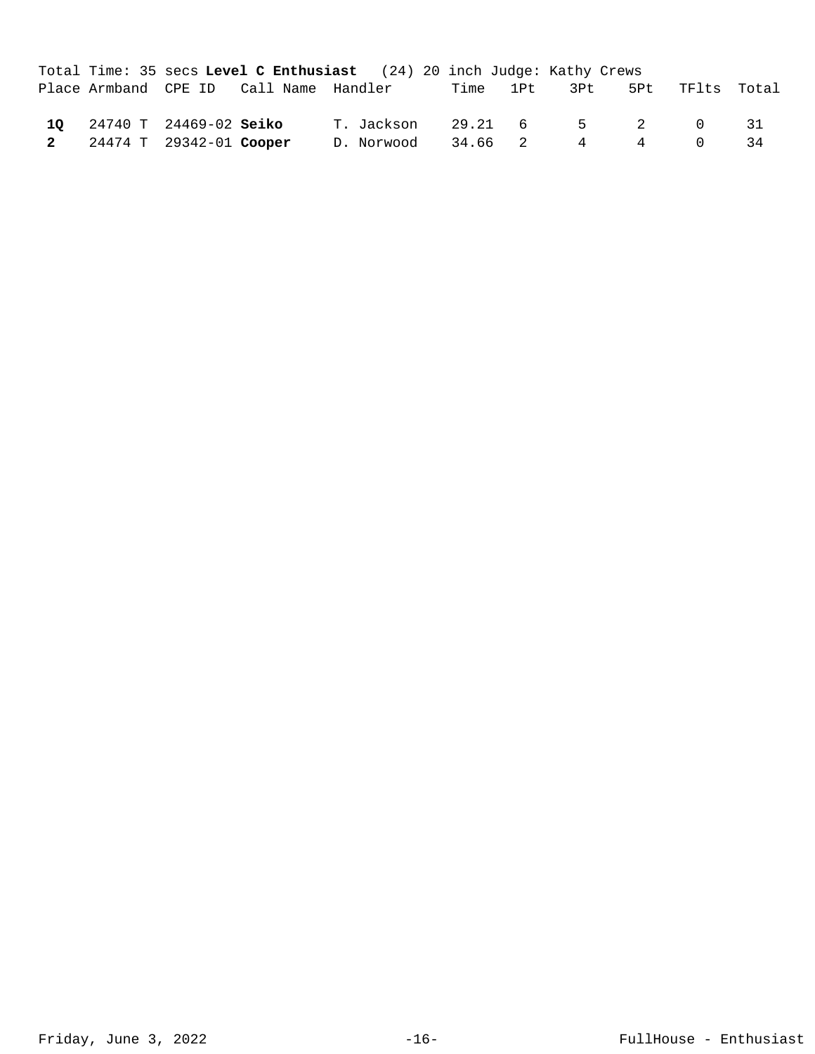Total Time: 35 secs **Level C Enthusiast** (24) 20 inch Judge: Kathy Crews

| Place | Armband | CPE ID | Call Name | Handler | Time | 1Pt | 3Pt | 5Pt | TFlts | Total |
|---|---|---|---|---|---|---|---|---|---|---|
| **1Q** | 24740 T | 24469-02 | **Seiko** | T. Jackson | 29.21 | 6 | 5 | 2 | 0 | 31 |
| **2** | 24474 T | 29342-01 | **Cooper** | D. Norwood | 34.66 | 2 | 4 | 4 | 0 | 34 |

Friday, June 3, 2022 FullHouse - Enthusiast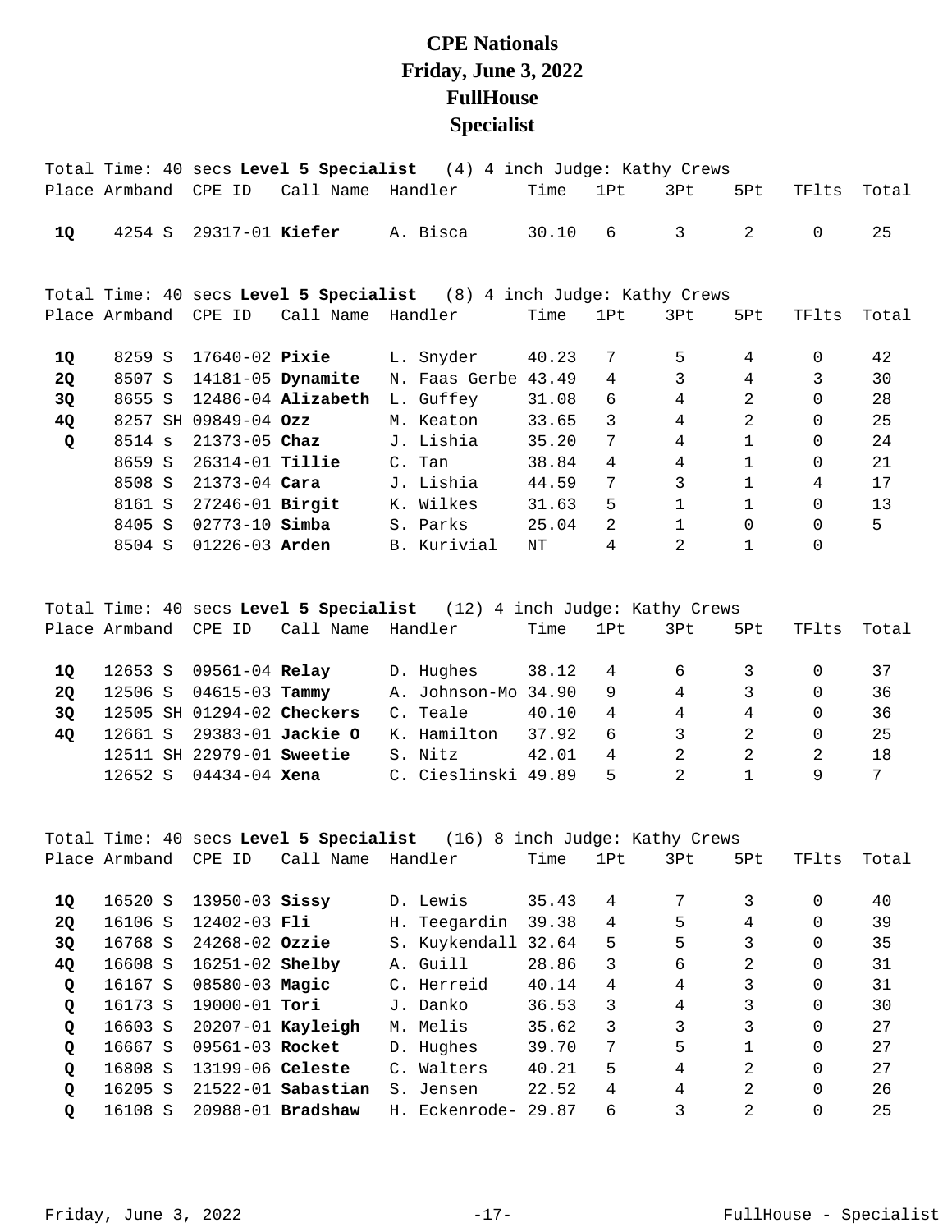# CPE Nationals
# Friday, June 3, 2022
# FullHouse
# Specialist

Total Time: 40 secs **Level 5 Specialist** (4) 4 inch Judge: Kathy Crews

| Place | Armband | CPE ID | Call Name | Handler | Time | 1Pt | 3Pt | 5Pt | TFlts | Total |
|---|---|---|---|---|---|---|---|---|---|---|
| **1Q** | 4254 S | 29317-01 | **Kiefer** | A. Bisca | 30.10 | 6 | 3 | 2 | 0 | 25 |

Total Time: 40 secs **Level 5 Specialist** (8) 4 inch Judge: Kathy Crews

| Place | Armband | CPE ID | Call Name | Handler | Time | 1Pt | 3Pt | 5Pt | TFlts | Total |
|---|---|---|---|---|---|---|---|---|---|---|
| **1Q** | 8259 S | 17640-02 | **Pixie** | L. Snyder | 40.23 | 7 | 5 | 4 | 0 | 42 |
| **2Q** | 8507 S | 14181-05 | **Dynamite** | N. Faas Gerbe | 43.49 | 4 | 3 | 4 | 3 | 30 |
| **3Q** | 8655 S | 12486-04 | **Alizabeth** | L. Guffey | 31.08 | 6 | 4 | 2 | 0 | 28 |
| **4Q** | 8257 SH | 09849-04 | **Ozz** | M. Keaton | 33.65 | 3 | 4 | 2 | 0 | 25 |
| **Q** | 8514 s | 21373-05 | **Chaz** | J. Lishia | 35.20 | 7 | 4 | 1 | 0 | 24 |
| | 8659 S | 26314-01 | **Tillie** | C. Tan | 38.84 | 4 | 4 | 1 | 0 | 21 |
| | 8508 S | 21373-04 | **Cara** | J. Lishia | 44.59 | 7 | 3 | 1 | 4 | 17 |
| | 8161 S | 27246-01 | **Birgit** | K. Wilkes | 31.63 | 5 | 1 | 1 | 0 | 13 |
| | 8405 S | 02773-10 | **Simba** | S. Parks | 25.04 | 2 | 1 | 0 | 0 | 5 |
| | 8504 S | 01226-03 | **Arden** | B. Kurivial | NT | 4 | 2 | 1 | 0 | |

Total Time: 40 secs **Level 5 Specialist** (12) 4 inch Judge: Kathy Crews

| Place | Armband | CPE ID | Call Name | Handler | Time | 1Pt | 3Pt | 5Pt | TFlts | Total |
|---|---|---|---|---|---|---|---|---|---|---|
| **1Q** | 12653 S | 09561-04 | **Relay** | D. Hughes | 38.12 | 4 | 6 | 3 | 0 | 37 |
| **2Q** | 12506 S | 04615-03 | **Tammy** | A. Johnson-Mo | 34.90 | 9 | 4 | 3 | 0 | 36 |
| **3Q** | 12505 SH | 01294-02 | **Checkers** | C. Teale | 40.10 | 4 | 4 | 4 | 0 | 36 |
| **4Q** | 12661 S | 29383-01 | **Jackie O** | K. Hamilton | 37.92 | 6 | 3 | 2 | 0 | 25 |
| | 12511 SH | 22979-01 | **Sweetie** | S. Nitz | 42.01 | 4 | 2 | 2 | 2 | 18 |
| | 12652 S | 04434-04 | **Xena** | C. Cieslinski | 49.89 | 5 | 2 | 1 | 9 | 7 |

Total Time: 40 secs **Level 5 Specialist** (16) 8 inch Judge: Kathy Crews

| Place | Armband | CPE ID | Call Name | Handler | Time | 1Pt | 3Pt | 5Pt | TFlts | Total |
|---|---|---|---|---|---|---|---|---|---|---|
| **1Q** | 16520 S | 13950-03 | **Sissy** | D. Lewis | 35.43 | 4 | 7 | 3 | 0 | 40 |
| **2Q** | 16106 S | 12402-03 | **Fli** | H. Teegardin | 39.38 | 4 | 5 | 4 | 0 | 39 |
| **3Q** | 16768 S | 24268-02 | **Ozzie** | S. Kuykendall | 32.64 | 5 | 5 | 3 | 0 | 35 |
| **4Q** | 16608 S | 16251-02 | **Shelby** | A. Guill | 28.86 | 3 | 6 | 2 | 0 | 31 |
| **Q** | 16167 S | 08580-03 | **Magic** | C. Herreid | 40.14 | 4 | 4 | 3 | 0 | 31 |
| **Q** | 16173 S | 19000-01 | **Tori** | J. Danko | 36.53 | 3 | 4 | 3 | 0 | 30 |
| **Q** | 16603 S | 20207-01 | **Kayleigh** | M. Melis | 35.62 | 3 | 3 | 3 | 0 | 27 |
| **Q** | 16667 S | 09561-03 | **Rocket** | D. Hughes | 39.70 | 7 | 5 | 1 | 0 | 27 |
| **Q** | 16808 S | 13199-06 | **Celeste** | C. Walters | 40.21 | 5 | 4 | 2 | 0 | 27 |
| **Q** | 16205 S | 21522-01 | **Sabastian** | S. Jensen | 22.52 | 4 | 4 | 2 | 0 | 26 |
| **Q** | 16108 S | 20988-01 | **Bradshaw** | H. Eckenrode- | 29.87 | 6 | 3 | 2 | 0 | 25 |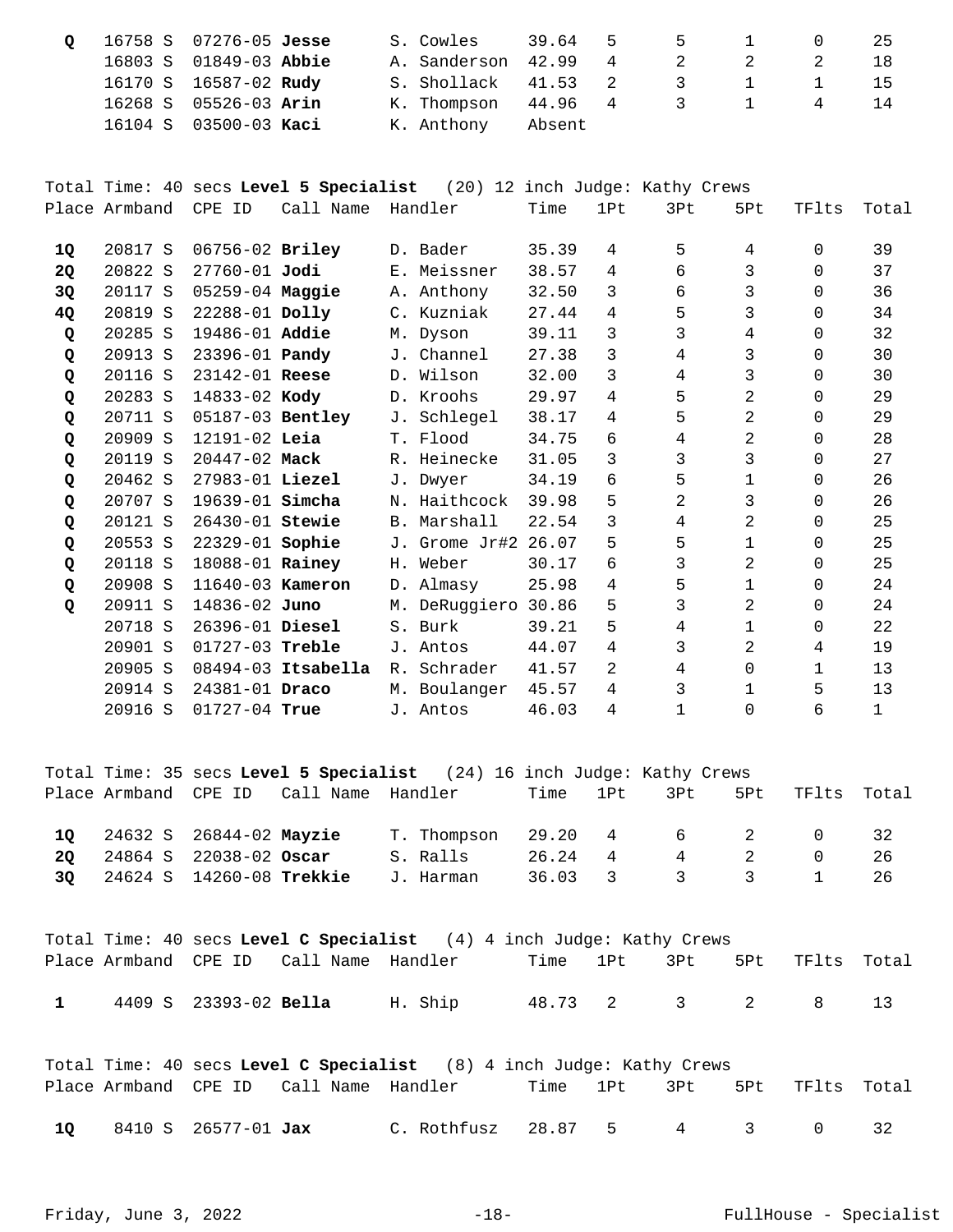| Place | Armband | CPE ID | Call Name | Handler | Time | 1Pt | 3Pt | 5Pt | TFlts | Total |
|---|---|---|---|---|---|---|---|---|---|---|
| Q | 16758 S | 07276-05 | **Jesse** | S. Cowles | 39.64 | 5 | 5 | 1 | 0 | 25 |
| | 16803 S | 01849-03 | **Abbie** | A. Sanderson | 42.99 | 4 | 2 | 2 | 2 | 18 |
| | 16170 S | 16587-02 | **Rudy** | S. Shollack | 41.53 | 2 | 3 | 1 | 1 | 15 |
| | 16268 S | 05526-03 | **Arin** | K. Thompson | 44.96 | 4 | 3 | 1 | 4 | 14 |
| | 16104 S | 03500-03 | **Kaci** | K. Anthony | Absent | | | | | |

Total Time: 40 secs **Level 5 Specialist** (20) 12 inch Judge: Kathy Crews

| Place | Armband | CPE ID | Call Name | Handler | Time | 1Pt | 3Pt | 5Pt | TFlts | Total |
|---|---|---|---|---|---|---|---|---|---|---|
| **1Q** | 20817 S | 06756-02 | **Briley** | D. Bader | 35.39 | 4 | 5 | 4 | 0 | 39 |
| **2Q** | 20822 S | 27760-01 | **Jodi** | E. Meissner | 38.57 | 4 | 6 | 3 | 0 | 37 |
| **3Q** | 20117 S | 05259-04 | **Maggie** | A. Anthony | 32.50 | 3 | 6 | 3 | 0 | 36 |
| **4Q** | 20819 S | 22288-01 | **Dolly** | C. Kuzniak | 27.44 | 4 | 5 | 3 | 0 | 34 |
| **Q** | 20285 S | 19486-01 | **Addie** | M. Dyson | 39.11 | 3 | 3 | 4 | 0 | 32 |
| **Q** | 20913 S | 23396-01 | **Pandy** | J. Channel | 27.38 | 3 | 4 | 3 | 0 | 30 |
| **Q** | 20116 S | 23142-01 | **Reese** | D. Wilson | 32.00 | 3 | 4 | 3 | 0 | 30 |
| **Q** | 20283 S | 14833-02 | **Kody** | D. Kroohs | 29.97 | 4 | 5 | 2 | 0 | 29 |
| **Q** | 20711 S | 05187-03 | **Bentley** | J. Schlegel | 38.17 | 4 | 5 | 2 | 0 | 29 |
| **Q** | 20909 S | 12191-02 | **Leia** | T. Flood | 34.75 | 6 | 4 | 2 | 0 | 28 |
| **Q** | 20119 S | 20447-02 | **Mack** | R. Heinecke | 31.05 | 3 | 3 | 3 | 0 | 27 |
| **Q** | 20462 S | 27983-01 | **Liezel** | J. Dwyer | 34.19 | 6 | 5 | 1 | 0 | 26 |
| **Q** | 20707 S | 19639-01 | **Simcha** | N. Haithcock | 39.98 | 5 | 2 | 3 | 0 | 26 |
| **Q** | 20121 S | 26430-01 | **Stewie** | B. Marshall | 22.54 | 3 | 4 | 2 | 0 | 25 |
| **Q** | 20553 S | 22329-01 | **Sophie** | J. Grome Jr#2 | 26.07 | 5 | 5 | 1 | 0 | 25 |
| **Q** | 20118 S | 18088-01 | **Rainey** | H. Weber | 30.17 | 6 | 3 | 2 | 0 | 25 |
| **Q** | 20908 S | 11640-03 | **Kameron** | D. Almasy | 25.98 | 4 | 5 | 1 | 0 | 24 |
| **Q** | 20911 S | 14836-02 | **Juno** | M. DeRuggiero | 30.86 | 5 | 3 | 2 | 0 | 24 |
| | 20718 S | 26396-01 | **Diesel** | S. Burk | 39.21 | 5 | 4 | 1 | 0 | 22 |
| | 20901 S | 01727-03 | **Treble** | J. Antos | 44.07 | 4 | 3 | 2 | 4 | 19 |
| | 20905 S | 08494-03 | **Itsabella** | R. Schrader | 41.57 | 2 | 4 | 0 | 1 | 13 |
| | 20914 S | 24381-01 | **Draco** | M. Boulanger | 45.57 | 4 | 3 | 1 | 5 | 13 |
| | 20916 S | 01727-04 | **True** | J. Antos | 46.03 | 4 | 1 | 0 | 6 | 1 |

Total Time: 35 secs **Level 5 Specialist** (24) 16 inch Judge: Kathy Crews

| Place | Armband | CPE ID | Call Name | Handler | Time | 1Pt | 3Pt | 5Pt | TFlts | Total |
|---|---|---|---|---|---|---|---|---|---|---|
| **1Q** | 24632 S | 26844-02 | **Mayzie** | T. Thompson | 29.20 | 4 | 6 | 2 | 0 | 32 |
| **2Q** | 24864 S | 22038-02 | **Oscar** | S. Ralls | 26.24 | 4 | 4 | 2 | 0 | 26 |
| **3Q** | 24624 S | 14260-08 | **Trekkie** | J. Harman | 36.03 | 3 | 3 | 3 | 1 | 26 |

Total Time: 40 secs **Level C Specialist** (4) 4 inch Judge: Kathy Crews

| Place | Armband | CPE ID | Call Name | Handler | Time | 1Pt | 3Pt | 5Pt | TFlts | Total |
|---|---|---|---|---|---|---|---|---|---|---|
| **1** | 4409 S | 23393-02 | **Bella** | H. Ship | 48.73 | 2 | 3 | 2 | 8 | 13 |

Total Time: 40 secs **Level C Specialist** (8) 4 inch Judge: Kathy Crews

| Place | Armband | CPE ID | Call Name | Handler | Time | 1Pt | 3Pt | 5Pt | TFlts | Total |
|---|---|---|---|---|---|---|---|---|---|---|
| **1Q** | 8410 S | 26577-01 | **Jax** | C. Rothfusz | 28.87 | 5 | 4 | 3 | 0 | 32 |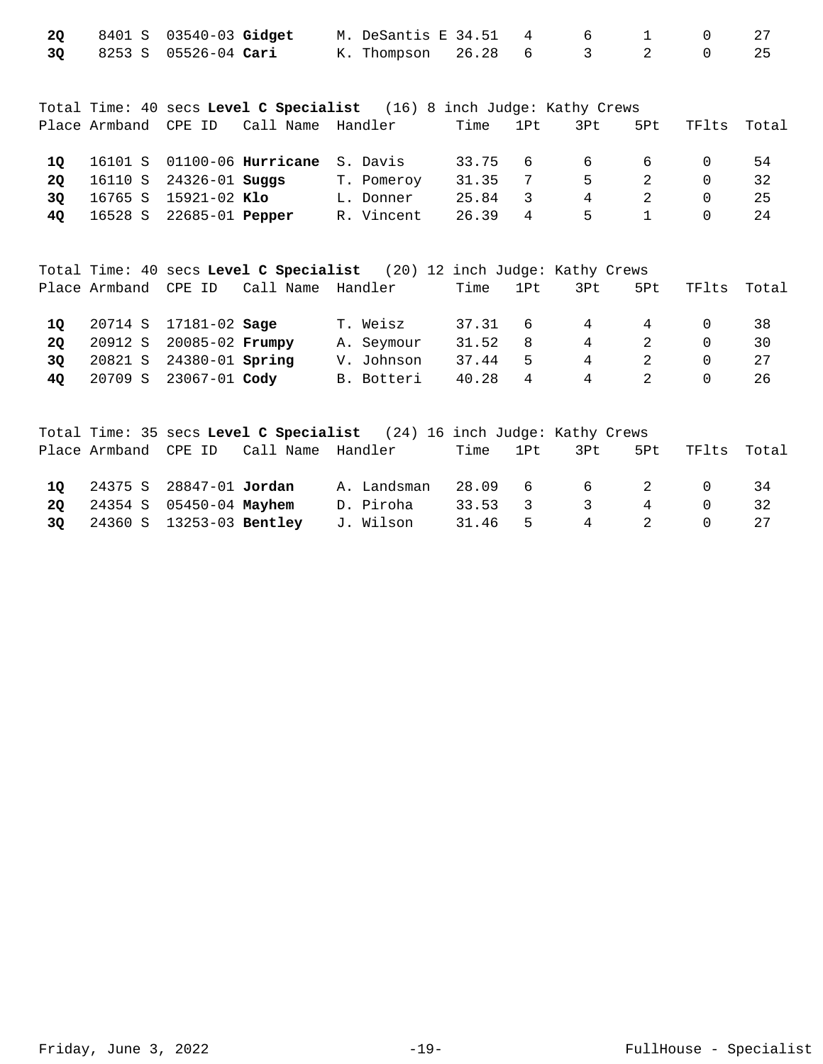| Place | Armband | CPE ID | Call Name | Handler | Time | 1Pt | 3Pt | 5Pt | TFlts | Total |
|---|---|---|---|---|---|---|---|---|---|---|
| **2Q** | 8401 S | 03540-03 | **Gidget** | M. DeSantis E | 34.51 | 4 | 6 | 1 | 0 | 27 |
| **3Q** | 8253 S | 05526-04 | **Cari** | K. Thompson | 26.28 | 6 | 3 | 2 | 0 | 25 |

Total Time: 40 secs **Level C Specialist** (16) 8 inch Judge: Kathy Crews

| Place | Armband | CPE ID | Call Name | Handler | Time | 1Pt | 3Pt | 5Pt | TFlts | Total |
|---|---|---|---|---|---|---|---|---|---|---|
| **1Q** | 16101 S | 01100-06 | **Hurricane** | S. Davis | 33.75 | 6 | 6 | 6 | 0 | 54 |
| **2Q** | 16110 S | 24326-01 | **Suggs** | T. Pomeroy | 31.35 | 7 | 5 | 2 | 0 | 32 |
| **3Q** | 16765 S | 15921-02 | **Klo** | L. Donner | 25.84 | 3 | 4 | 2 | 0 | 25 |
| **4Q** | 16528 S | 22685-01 | **Pepper** | R. Vincent | 26.39 | 4 | 5 | 1 | 0 | 24 |

Total Time: 40 secs **Level C Specialist** (20) 12 inch Judge: Kathy Crews

| Place | Armband | CPE ID | Call Name | Handler | Time | 1Pt | 3Pt | 5Pt | TFlts | Total |
|---|---|---|---|---|---|---|---|---|---|---|
| **1Q** | 20714 S | 17181-02 | **Sage** | T. Weisz | 37.31 | 6 | 4 | 4 | 0 | 38 |
| **2Q** | 20912 S | 20085-02 | **Frumpy** | A. Seymour | 31.52 | 8 | 4 | 2 | 0 | 30 |
| **3Q** | 20821 S | 24380-01 | **Spring** | V. Johnson | 37.44 | 5 | 4 | 2 | 0 | 27 |
| **4Q** | 20709 S | 23067-01 | **Cody** | B. Botteri | 40.28 | 4 | 4 | 2 | 0 | 26 |

Total Time: 35 secs **Level C Specialist** (24) 16 inch Judge: Kathy Crews

| Place | Armband | CPE ID | Call Name | Handler | Time | 1Pt | 3Pt | 5Pt | TFlts | Total |
|---|---|---|---|---|---|---|---|---|---|---|
| **1Q** | 24375 S | 28847-01 | **Jordan** | A. Landsman | 28.09 | 6 | 6 | 2 | 0 | 34 |
| **2Q** | 24354 S | 05450-04 | **Mayhem** | D. Piroha | 33.53 | 3 | 3 | 4 | 0 | 32 |
| **3Q** | 24360 S | 13253-03 | **Bentley** | J. Wilson | 31.46 | 5 | 4 | 2 | 0 | 27 |